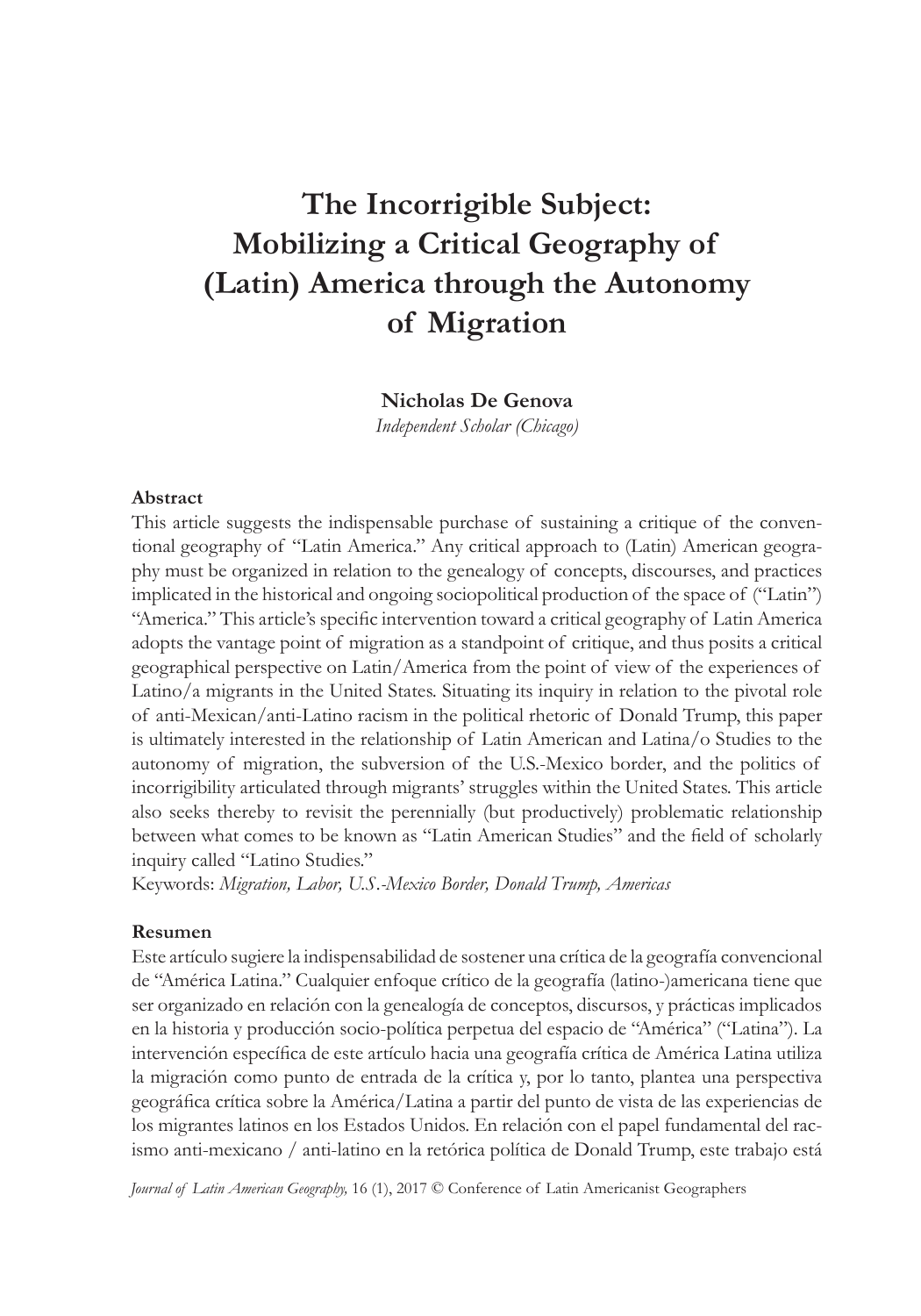# The Incorrigible Subject: Mobilizing a Critical Geography of (Latin) America through the Autonomy of Migration

**Nicholas De Genova**
*Independent Scholar (Chicago)*

## Abstract

This article suggests the indispensable purchase of sustaining a critique of the conventional geography of "Latin America." Any critical approach to (Latin) American geography must be organized in relation to the genealogy of concepts, discourses, and practices implicated in the historical and ongoing sociopolitical production of the space of ("Latin") "America." This article's specific intervention toward a critical geography of Latin America adopts the vantage point of migration as a standpoint of critique, and thus posits a critical geographical perspective on Latin/America from the point of view of the experiences of Latino/a migrants in the United States. Situating its inquiry in relation to the pivotal role of anti-Mexican/anti-Latino racism in the political rhetoric of Donald Trump, this paper is ultimately interested in the relationship of Latin American and Latina/o Studies to the autonomy of migration, the subversion of the U.S.-Mexico border, and the politics of incorrigibility articulated through migrants' struggles within the United States. This article also seeks thereby to revisit the perennially (but productively) problematic relationship between what comes to be known as "Latin American Studies" and the field of scholarly inquiry called "Latino Studies."

Keywords: *Migration, Labor, U.S.-Mexico Border, Donald Trump, Americas*

## Resumen

Este artículo sugiere la indispensabilidad de sostener una crítica de la geografía convencional de "América Latina." Cualquier enfoque crítico de la geografía (latino-)americana tiene que ser organizado en relación con la genealogía de conceptos, discursos, y prácticas implicados en la historia y producción socio-política perpetua del espacio de "América" ("Latina"). La intervención específica de este artículo hacia una geografía crítica de América Latina utiliza la migración como punto de entrada de la crítica y, por lo tanto, plantea una perspectiva geográfica crítica sobre la América/Latina a partir del punto de vista de las experiencias de los migrantes latinos en los Estados Unidos. En relación con el papel fundamental del racismo anti-mexicano / anti-latino en la retórica política de Donald Trump, este trabajo está

*Journal of Latin American Geography,* 16 (1), 2017 © Conference of Latin Americanist Geographers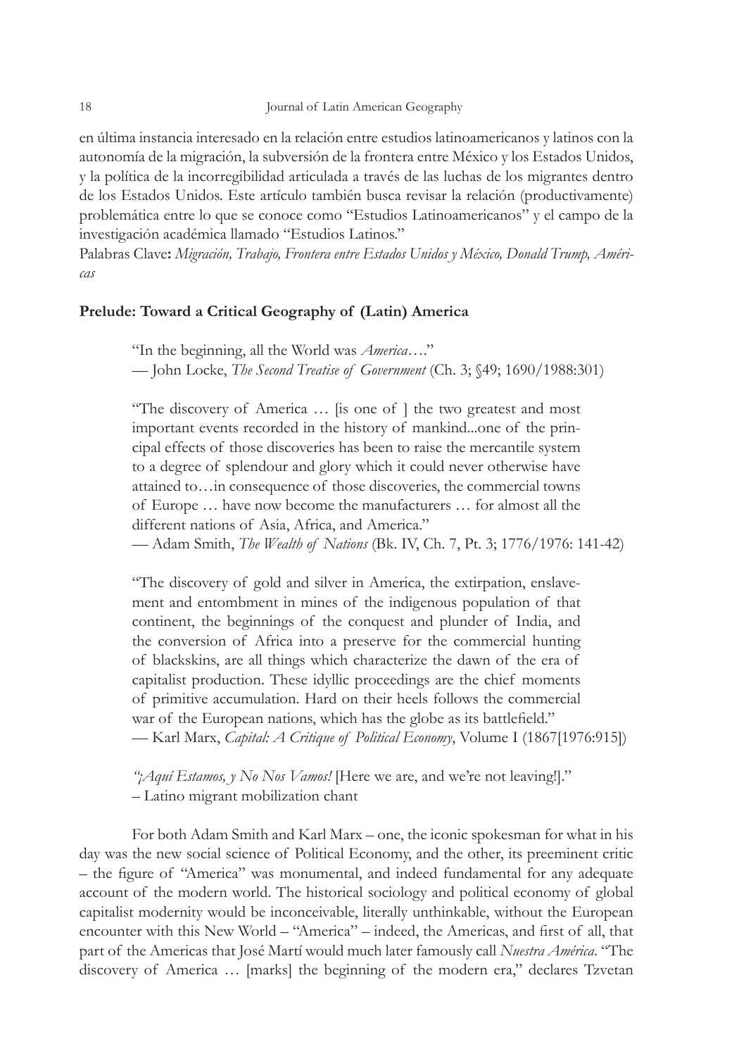en última instancia interesado en la relación entre estudios latinoamericanos y latinos con la autonomía de la migración, la subversión de la frontera entre México y los Estados Unidos, y la política de la incorregibilidad articulada a través de las luchas de los migrantes dentro de los Estados Unidos. Este artículo también busca revisar la relación (productivamente) problemática entre lo que se conoce como "Estudios Latinoamericanos" y el campo de la investigación académica llamado "Estudios Latinos."

Palabras Clave**:** *Migración, Trabajo, Frontera entre Estados Unidos y México, Donald Trump, Américas*

## Prelude: Toward a Critical Geography of (Latin) America

> "In the beginning, all the World was *America*…."
> — John Locke, *The Second Treatise of Government* (Ch. 3; §49; 1690/1988:301)
>
> "The discovery of America … [is one of ] the two greatest and most important events recorded in the history of mankind...one of the principal effects of those discoveries has been to raise the mercantile system to a degree of splendour and glory which it could never otherwise have attained to…in consequence of those discoveries, the commercial towns of Europe … have now become the manufacturers … for almost all the different nations of Asia, Africa, and America."
> — Adam Smith, *The Wealth of Nations* (Bk. IV, Ch. 7, Pt. 3; 1776/1976: 141-42)
>
> "The discovery of gold and silver in America, the extirpation, enslavement and entombment in mines of the indigenous population of that continent, the beginnings of the conquest and plunder of India, and the conversion of Africa into a preserve for the commercial hunting of blackskins, are all things which characterize the dawn of the era of capitalist production. These idyllic proceedings are the chief moments of primitive accumulation. Hard on their heels follows the commercial war of the European nations, which has the globe as its battlefield."
> — Karl Marx, *Capital: A Critique of Political Economy*, Volume I (1867[1976:915])
>
> *"¡Aquí Estamos, y No Nos Vamos!* [Here we are, and we're not leaving!]."
> – Latino migrant mobilization chant

For both Adam Smith and Karl Marx – one, the iconic spokesman for what in his day was the new social science of Political Economy, and the other, its preeminent critic – the figure of "America" was monumental, and indeed fundamental for any adequate account of the modern world. The historical sociology and political economy of global capitalist modernity would be inconceivable, literally unthinkable, without the European encounter with this New World – "America" – indeed, the Americas, and first of all, that part of the Americas that José Martí would much later famously call *Nuestra América*. "The discovery of America … [marks] the beginning of the modern era," declares Tzvetan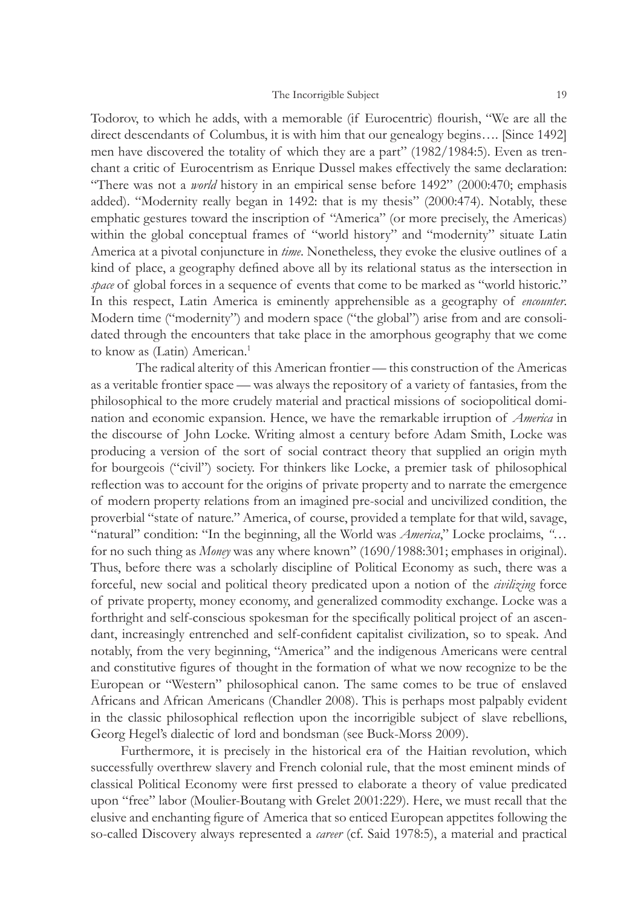Todorov, to which he adds, with a memorable (if Eurocentric) flourish, "We are all the direct descendants of Columbus, it is with him that our genealogy begins…. [Since 1492] men have discovered the totality of which they are a part" (1982/1984:5). Even as trenchant a critic of Eurocentrism as Enrique Dussel makes effectively the same declaration: "There was not a *world* history in an empirical sense before 1492" (2000:470; emphasis added). "Modernity really began in 1492: that is my thesis" (2000:474). Notably, these emphatic gestures toward the inscription of "America" (or more precisely, the Americas) within the global conceptual frames of "world history" and "modernity" situate Latin America at a pivotal conjuncture in *time*. Nonetheless, they evoke the elusive outlines of a kind of place, a geography defined above all by its relational status as the intersection in *space* of global forces in a sequence of events that come to be marked as "world historic." In this respect, Latin America is eminently apprehensible as a geography of *encounter*. Modern time ("modernity") and modern space ("the global") arise from and are consolidated through the encounters that take place in the amorphous geography that we come to know as (Latin) American.[1]

The radical alterity of this American frontier — this construction of the Americas as a veritable frontier space — was always the repository of a variety of fantasies, from the philosophical to the more crudely material and practical missions of sociopolitical domination and economic expansion. Hence, we have the remarkable irruption of *America* in the discourse of John Locke. Writing almost a century before Adam Smith, Locke was producing a version of the sort of social contract theory that supplied an origin myth for bourgeois ("civil") society. For thinkers like Locke, a premier task of philosophical reflection was to account for the origins of private property and to narrate the emergence of modern property relations from an imagined pre-social and uncivilized condition, the proverbial "state of nature." America, of course, provided a template for that wild, savage, "natural" condition: "In the beginning, all the World was *America*," Locke proclaims, "… for no such thing as *Money* was any where known" (1690/1988:301; emphases in original). Thus, before there was a scholarly discipline of Political Economy as such, there was a forceful, new social and political theory predicated upon a notion of the *civilizing* force of private property, money economy, and generalized commodity exchange. Locke was a forthright and self-conscious spokesman for the specifically political project of an ascendant, increasingly entrenched and self-confident capitalist civilization, so to speak. And notably, from the very beginning, "America" and the indigenous Americans were central and constitutive figures of thought in the formation of what we now recognize to be the European or "Western" philosophical canon. The same comes to be true of enslaved Africans and African Americans (Chandler 2008). This is perhaps most palpably evident in the classic philosophical reflection upon the incorrigible subject of slave rebellions, Georg Hegel's dialectic of lord and bondsman (see Buck-Morss 2009).

Furthermore, it is precisely in the historical era of the Haitian revolution, which successfully overthrew slavery and French colonial rule, that the most eminent minds of classical Political Economy were first pressed to elaborate a theory of value predicated upon "free" labor (Moulier-Boutang with Grelet 2001:229). Here, we must recall that the elusive and enchanting figure of America that so enticed European appetites following the so-called Discovery always represented a *career* (cf. Said 1978:5), a material and practical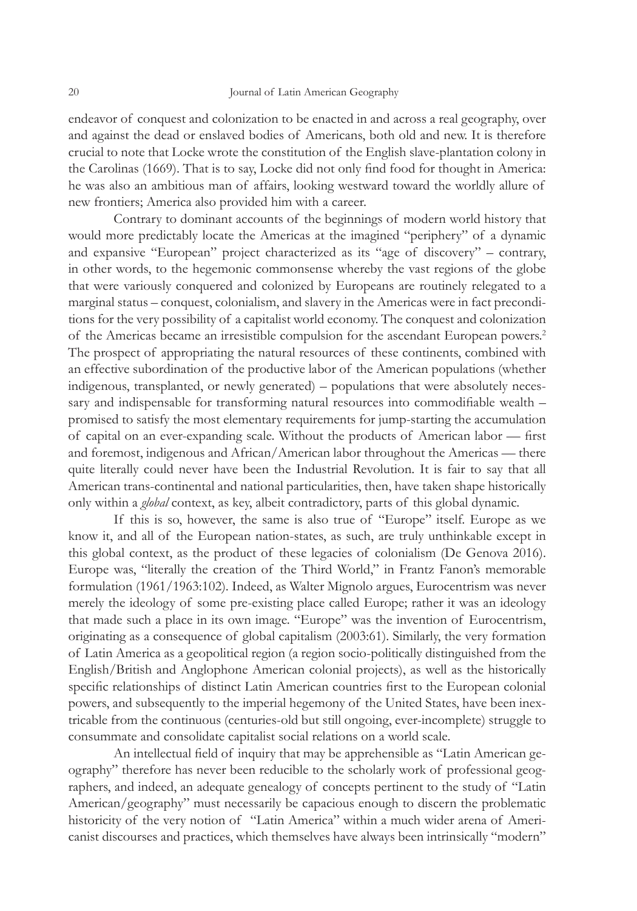endeavor of conquest and colonization to be enacted in and across a real geography, over and against the dead or enslaved bodies of Americans, both old and new. It is therefore crucial to note that Locke wrote the constitution of the English slave-plantation colony in the Carolinas (1669). That is to say, Locke did not only find food for thought in America: he was also an ambitious man of affairs, looking westward toward the worldly allure of new frontiers; America also provided him with a career.

Contrary to dominant accounts of the beginnings of modern world history that would more predictably locate the Americas at the imagined "periphery" of a dynamic and expansive "European" project characterized as its "age of discovery" – contrary, in other words, to the hegemonic commonsense whereby the vast regions of the globe that were variously conquered and colonized by Europeans are routinely relegated to a marginal status – conquest, colonialism, and slavery in the Americas were in fact preconditions for the very possibility of a capitalist world economy. The conquest and colonization of the Americas became an irresistible compulsion for the ascendant European powers.[2] The prospect of appropriating the natural resources of these continents, combined with an effective subordination of the productive labor of the American populations (whether indigenous, transplanted, or newly generated) – populations that were absolutely necessary and indispensable for transforming natural resources into commodifiable wealth – promised to satisfy the most elementary requirements for jump-starting the accumulation of capital on an ever-expanding scale. Without the products of American labor — first and foremost, indigenous and African/American labor throughout the Americas — there quite literally could never have been the Industrial Revolution. It is fair to say that all American trans-continental and national particularities, then, have taken shape historically only within a *global* context, as key, albeit contradictory, parts of this global dynamic.

If this is so, however, the same is also true of "Europe" itself. Europe as we know it, and all of the European nation-states, as such, are truly unthinkable except in this global context, as the product of these legacies of colonialism (De Genova 2016). Europe was, "literally the creation of the Third World," in Frantz Fanon's memorable formulation (1961/1963:102). Indeed, as Walter Mignolo argues, Eurocentrism was never merely the ideology of some pre-existing place called Europe; rather it was an ideology that made such a place in its own image. "Europe" was the invention of Eurocentrism, originating as a consequence of global capitalism (2003:61). Similarly, the very formation of Latin America as a geopolitical region (a region socio-politically distinguished from the English/British and Anglophone American colonial projects), as well as the historically specific relationships of distinct Latin American countries first to the European colonial powers, and subsequently to the imperial hegemony of the United States, have been inextricable from the continuous (centuries-old but still ongoing, ever-incomplete) struggle to consummate and consolidate capitalist social relations on a world scale.

An intellectual field of inquiry that may be apprehensible as "Latin American geography" therefore has never been reducible to the scholarly work of professional geographers, and indeed, an adequate genealogy of concepts pertinent to the study of "Latin American/geography" must necessarily be capacious enough to discern the problematic historicity of the very notion of "Latin America" within a much wider arena of Americanist discourses and practices, which themselves have always been intrinsically "modern"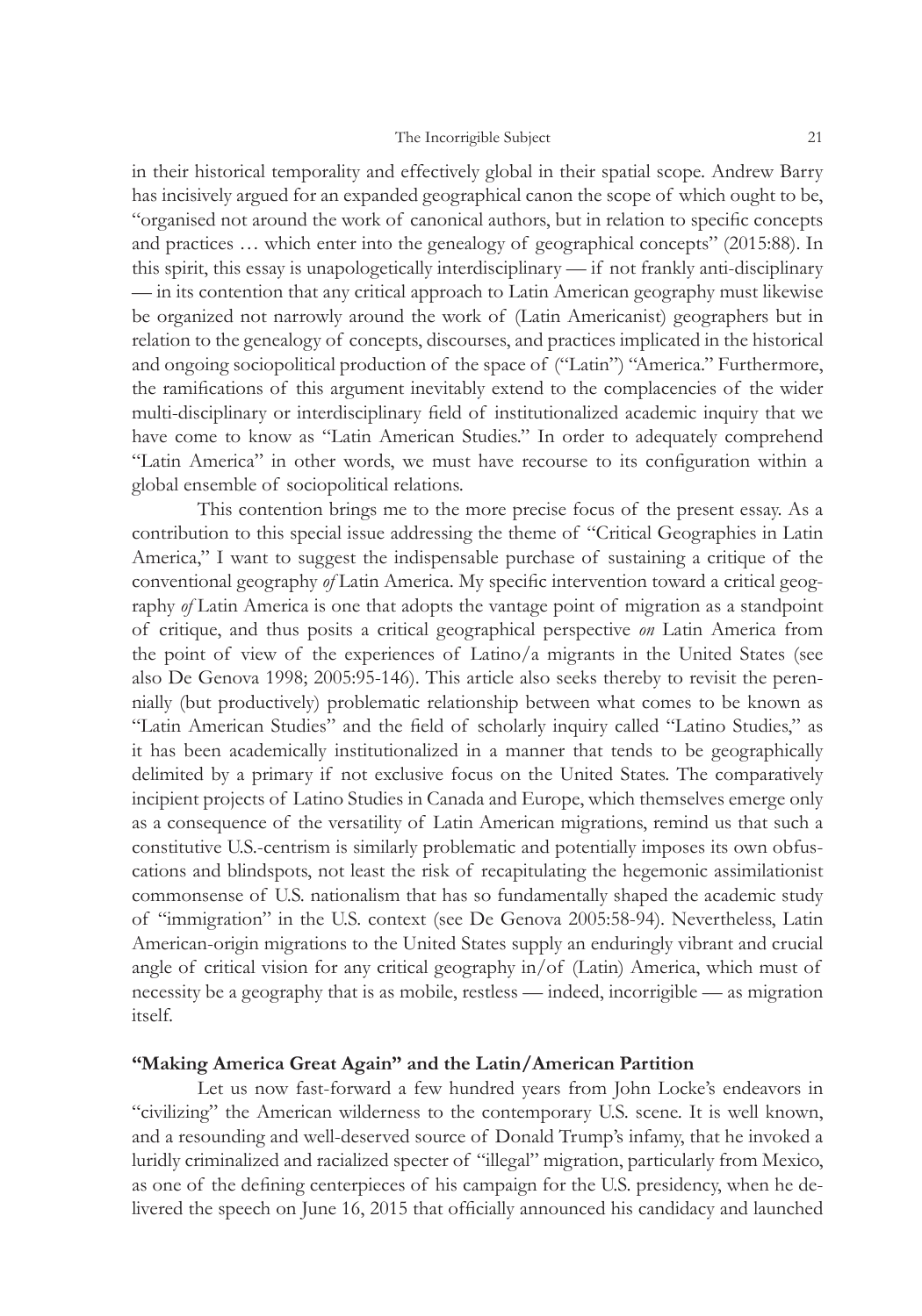in their historical temporality and effectively global in their spatial scope. Andrew Barry has incisively argued for an expanded geographical canon the scope of which ought to be, "organised not around the work of canonical authors, but in relation to specific concepts and practices … which enter into the genealogy of geographical concepts" (2015:88). In this spirit, this essay is unapologetically interdisciplinary — if not frankly anti-disciplinary — in its contention that any critical approach to Latin American geography must likewise be organized not narrowly around the work of (Latin Americanist) geographers but in relation to the genealogy of concepts, discourses, and practices implicated in the historical and ongoing sociopolitical production of the space of ("Latin") "America." Furthermore, the ramifications of this argument inevitably extend to the complacencies of the wider multi-disciplinary or interdisciplinary field of institutionalized academic inquiry that we have come to know as "Latin American Studies." In order to adequately comprehend "Latin America" in other words, we must have recourse to its configuration within a global ensemble of sociopolitical relations.

This contention brings me to the more precise focus of the present essay. As a contribution to this special issue addressing the theme of "Critical Geographies in Latin America," I want to suggest the indispensable purchase of sustaining a critique of the conventional geography *of* Latin America. My specific intervention toward a critical geography *of* Latin America is one that adopts the vantage point of migration as a standpoint of critique, and thus posits a critical geographical perspective *on* Latin America from the point of view of the experiences of Latino/a migrants in the United States (see also De Genova 1998; 2005:95-146). This article also seeks thereby to revisit the perennially (but productively) problematic relationship between what comes to be known as "Latin American Studies" and the field of scholarly inquiry called "Latino Studies," as it has been academically institutionalized in a manner that tends to be geographically delimited by a primary if not exclusive focus on the United States. The comparatively incipient projects of Latino Studies in Canada and Europe, which themselves emerge only as a consequence of the versatility of Latin American migrations, remind us that such a constitutive U.S.-centrism is similarly problematic and potentially imposes its own obfuscations and blindspots, not least the risk of recapitulating the hegemonic assimilationist commonsense of U.S. nationalism that has so fundamentally shaped the academic study of "immigration" in the U.S. context (see De Genova 2005:58-94). Nevertheless, Latin American-origin migrations to the United States supply an enduringly vibrant and crucial angle of critical vision for any critical geography in/of (Latin) America, which must of necessity be a geography that is as mobile, restless — indeed, incorrigible — as migration itself.

## "Making America Great Again" and the Latin/American Partition

Let us now fast-forward a few hundred years from John Locke's endeavors in "civilizing" the American wilderness to the contemporary U.S. scene. It is well known, and a resounding and well-deserved source of Donald Trump's infamy, that he invoked a luridly criminalized and racialized specter of "illegal" migration, particularly from Mexico, as one of the defining centerpieces of his campaign for the U.S. presidency, when he delivered the speech on June 16, 2015 that officially announced his candidacy and launched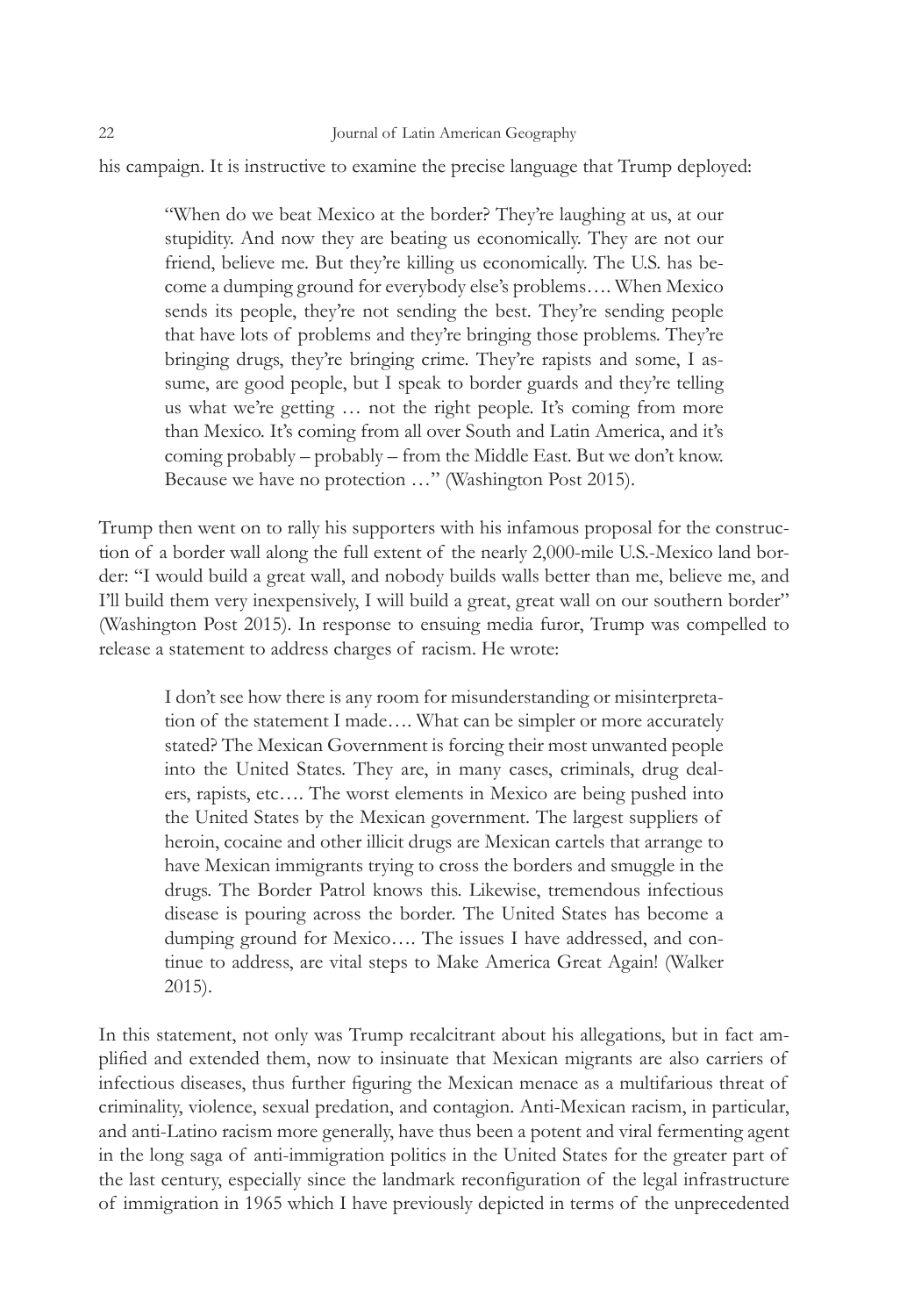his campaign. It is instructive to examine the precise language that Trump deployed:

> "When do we beat Mexico at the border? They're laughing at us, at our stupidity. And now they are beating us economically. They are not our friend, believe me. But they're killing us economically. The U.S. has become a dumping ground for everybody else's problems…. When Mexico sends its people, they're not sending the best. They're sending people that have lots of problems and they're bringing those problems. They're bringing drugs, they're bringing crime. They're rapists and some, I assume, are good people, but I speak to border guards and they're telling us what we're getting … not the right people. It's coming from more than Mexico. It's coming from all over South and Latin America, and it's coming probably – probably – from the Middle East. But we don't know. Because we have no protection …" (Washington Post 2015).

Trump then went on to rally his supporters with his infamous proposal for the construction of a border wall along the full extent of the nearly 2,000-mile U.S.-Mexico land border: "I would build a great wall, and nobody builds walls better than me, believe me, and I'll build them very inexpensively, I will build a great, great wall on our southern border" (Washington Post 2015). In response to ensuing media furor, Trump was compelled to release a statement to address charges of racism. He wrote:

> I don't see how there is any room for misunderstanding or misinterpretation of the statement I made…. What can be simpler or more accurately stated? The Mexican Government is forcing their most unwanted people into the United States. They are, in many cases, criminals, drug dealers, rapists, etc…. The worst elements in Mexico are being pushed into the United States by the Mexican government. The largest suppliers of heroin, cocaine and other illicit drugs are Mexican cartels that arrange to have Mexican immigrants trying to cross the borders and smuggle in the drugs. The Border Patrol knows this. Likewise, tremendous infectious disease is pouring across the border. The United States has become a dumping ground for Mexico…. The issues I have addressed, and continue to address, are vital steps to Make America Great Again! (Walker 2015).

In this statement, not only was Trump recalcitrant about his allegations, but in fact amplified and extended them, now to insinuate that Mexican migrants are also carriers of infectious diseases, thus further figuring the Mexican menace as a multifarious threat of criminality, violence, sexual predation, and contagion. Anti-Mexican racism, in particular, and anti-Latino racism more generally, have thus been a potent and viral fermenting agent in the long saga of anti-immigration politics in the United States for the greater part of the last century, especially since the landmark reconfiguration of the legal infrastructure of immigration in 1965 which I have previously depicted in terms of the unprecedented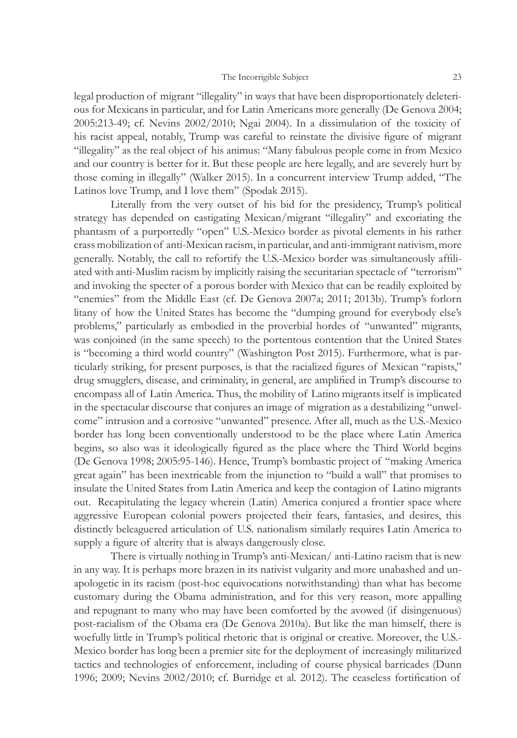legal production of migrant "illegality" in ways that have been disproportionately deleterious for Mexicans in particular, and for Latin Americans more generally (De Genova 2004; 2005:213-49; cf. Nevins 2002/2010; Ngai 2004). In a dissimulation of the toxicity of his racist appeal, notably, Trump was careful to reinstate the divisive figure of migrant "illegality" as the real object of his animus: "Many fabulous people come in from Mexico and our country is better for it. But these people are here legally, and are severely hurt by those coming in illegally" (Walker 2015). In a concurrent interview Trump added, "The Latinos love Trump, and I love them" (Spodak 2015).

Literally from the very outset of his bid for the presidency, Trump's political strategy has depended on castigating Mexican/migrant "illegality" and excoriating the phantasm of a purportedly "open" U.S.-Mexico border as pivotal elements in his rather crass mobilization of anti-Mexican racism, in particular, and anti-immigrant nativism, more generally. Notably, the call to refortify the U.S.-Mexico border was simultaneously affiliated with anti-Muslim racism by implicitly raising the securitarian spectacle of "terrorism" and invoking the specter of a porous border with Mexico that can be readily exploited by "enemies" from the Middle East (cf. De Genova 2007a; 2011; 2013b). Trump's forlorn litany of how the United States has become the "dumping ground for everybody else's problems," particularly as embodied in the proverbial hordes of "unwanted" migrants, was conjoined (in the same speech) to the portentous contention that the United States is "becoming a third world country" (Washington Post 2015). Furthermore, what is particularly striking, for present purposes, is that the racialized figures of Mexican "rapists," drug smugglers, disease, and criminality, in general, are amplified in Trump's discourse to encompass all of Latin America. Thus, the mobility of Latino migrants itself is implicated in the spectacular discourse that conjures an image of migration as a destabilizing "unwelcome" intrusion and a corrosive "unwanted" presence. After all, much as the U.S.-Mexico border has long been conventionally understood to be the place where Latin America begins, so also was it ideologically figured as the place where the Third World begins (De Genova 1998; 2005:95-146). Hence, Trump's bombastic project of "making America great again" has been inextricable from the injunction to "build a wall" that promises to insulate the United States from Latin America and keep the contagion of Latino migrants out. Recapitulating the legacy wherein (Latin) America conjured a frontier space where aggressive European colonial powers projected their fears, fantasies, and desires, this distinctly beleaguered articulation of U.S. nationalism similarly requires Latin America to supply a figure of alterity that is always dangerously close.

There is virtually nothing in Trump's anti-Mexican/ anti-Latino racism that is new in any way. It is perhaps more brazen in its nativist vulgarity and more unabashed and unapologetic in its racism (post-hoc equivocations notwithstanding) than what has become customary during the Obama administration, and for this very reason, more appalling and repugnant to many who may have been comforted by the avowed (if disingenuous) post-racialism of the Obama era (De Genova 2010a). But like the man himself, there is woefully little in Trump's political rhetoric that is original or creative. Moreover, the U.S.-Mexico border has long been a premier site for the deployment of increasingly militarized tactics and technologies of enforcement, including of course physical barricades (Dunn 1996; 2009; Nevins 2002/2010; cf. Burridge et al. 2012). The ceaseless fortification of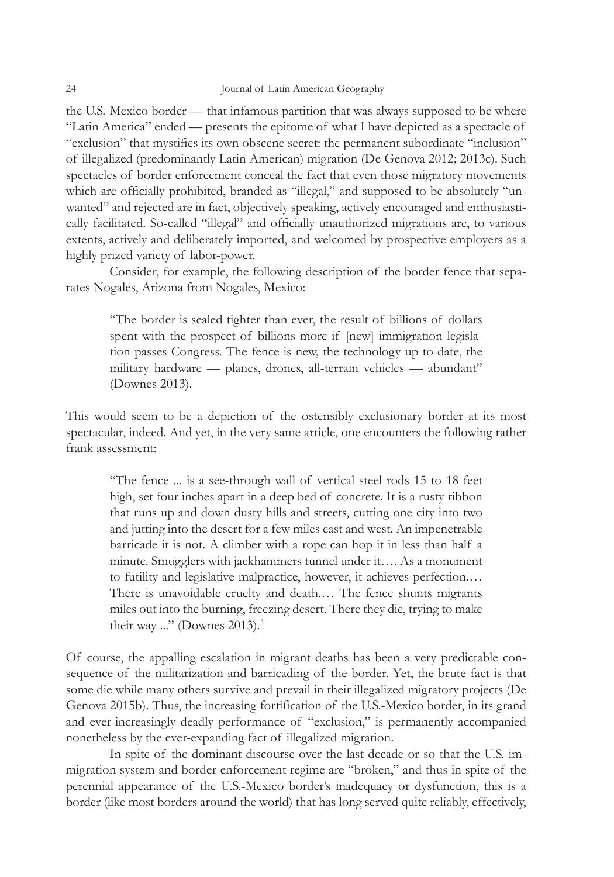the U.S.-Mexico border — that infamous partition that was always supposed to be where "Latin America" ended — presents the epitome of what I have depicted as a spectacle of "exclusion" that mystifies its own obscene secret: the permanent subordinate "inclusion" of illegalized (predominantly Latin American) migration (De Genova 2012; 2013c). Such spectacles of border enforcement conceal the fact that even those migratory movements which are officially prohibited, branded as "illegal," and supposed to be absolutely "unwanted" and rejected are in fact, objectively speaking, actively encouraged and enthusiastically facilitated. So-called "illegal" and officially unauthorized migrations are, to various extents, actively and deliberately imported, and welcomed by prospective employers as a highly prized variety of labor-power.

Consider, for example, the following description of the border fence that separates Nogales, Arizona from Nogales, Mexico:

> "The border is sealed tighter than ever, the result of billions of dollars spent with the prospect of billions more if [new] immigration legislation passes Congress. The fence is new, the technology up-to-date, the military hardware — planes, drones, all-terrain vehicles — abundant" (Downes 2013).

This would seem to be a depiction of the ostensibly exclusionary border at its most spectacular, indeed. And yet, in the very same article, one encounters the following rather frank assessment:

> "The fence ... is a see-through wall of vertical steel rods 15 to 18 feet high, set four inches apart in a deep bed of concrete. It is a rusty ribbon that runs up and down dusty hills and streets, cutting one city into two and jutting into the desert for a few miles east and west. An impenetrable barricade it is not. A climber with a rope can hop it in less than half a minute. Smugglers with jackhammers tunnel under it…. As a monument to futility and legislative malpractice, however, it achieves perfection.… There is unavoidable cruelty and death.… The fence shunts migrants miles out into the burning, freezing desert. There they die, trying to make their way ..." (Downes 2013).[3]

Of course, the appalling escalation in migrant deaths has been a very predictable consequence of the militarization and barricading of the border. Yet, the brute fact is that some die while many others survive and prevail in their illegalized migratory projects (De Genova 2015b). Thus, the increasing fortification of the U.S.-Mexico border, in its grand and ever-increasingly deadly performance of "exclusion," is permanently accompanied nonetheless by the ever-expanding fact of illegalized migration.

In spite of the dominant discourse over the last decade or so that the U.S. immigration system and border enforcement regime are "broken," and thus in spite of the perennial appearance of the U.S.-Mexico border's inadequacy or dysfunction, this is a border (like most borders around the world) that has long served quite reliably, effectively,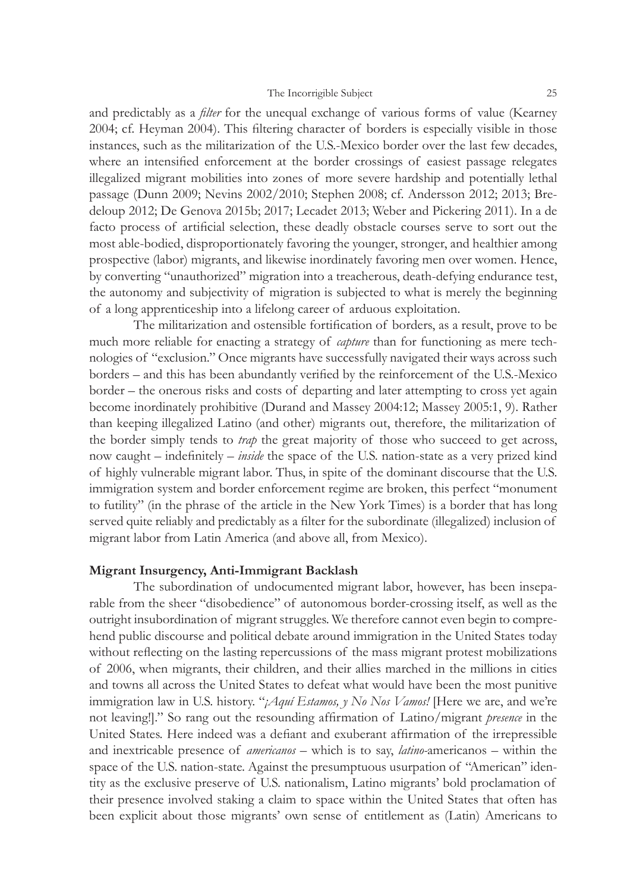and predictably as a *filter* for the unequal exchange of various forms of value (Kearney 2004; cf. Heyman 2004). This filtering character of borders is especially visible in those instances, such as the militarization of the U.S.-Mexico border over the last few decades, where an intensified enforcement at the border crossings of easiest passage relegates illegalized migrant mobilities into zones of more severe hardship and potentially lethal passage (Dunn 2009; Nevins 2002/2010; Stephen 2008; cf. Andersson 2012; 2013; Bredeloup 2012; De Genova 2015b; 2017; Lecadet 2013; Weber and Pickering 2011). In a de facto process of artificial selection, these deadly obstacle courses serve to sort out the most able-bodied, disproportionately favoring the younger, stronger, and healthier among prospective (labor) migrants, and likewise inordinately favoring men over women. Hence, by converting "unauthorized" migration into a treacherous, death-defying endurance test, the autonomy and subjectivity of migration is subjected to what is merely the beginning of a long apprenticeship into a lifelong career of arduous exploitation.

The militarization and ostensible fortification of borders, as a result, prove to be much more reliable for enacting a strategy of *capture* than for functioning as mere technologies of "exclusion." Once migrants have successfully navigated their ways across such borders – and this has been abundantly verified by the reinforcement of the U.S.-Mexico border – the onerous risks and costs of departing and later attempting to cross yet again become inordinately prohibitive (Durand and Massey 2004:12; Massey 2005:1, 9). Rather than keeping illegalized Latino (and other) migrants out, therefore, the militarization of the border simply tends to *trap* the great majority of those who succeed to get across, now caught – indefinitely – *inside* the space of the U.S. nation-state as a very prized kind of highly vulnerable migrant labor. Thus, in spite of the dominant discourse that the U.S. immigration system and border enforcement regime are broken, this perfect "monument to futility" (in the phrase of the article in the New York Times) is a border that has long served quite reliably and predictably as a filter for the subordinate (illegalized) inclusion of migrant labor from Latin America (and above all, from Mexico).

**Migrant Insurgency, Anti-Immigrant Backlash**

The subordination of undocumented migrant labor, however, has been inseparable from the sheer "disobedience" of autonomous border-crossing itself, as well as the outright insubordination of migrant struggles. We therefore cannot even begin to comprehend public discourse and political debate around immigration in the United States today without reflecting on the lasting repercussions of the mass migrant protest mobilizations of 2006, when migrants, their children, and their allies marched in the millions in cities and towns all across the United States to defeat what would have been the most punitive immigration law in U.S. history. "*¡Aquí Estamos, y No Nos Vamos!* [Here we are, and we're not leaving!]." So rang out the resounding affirmation of Latino/migrant *presence* in the United States. Here indeed was a defiant and exuberant affirmation of the irrepressible and inextricable presence of *americanos* – which is to say, *latino*-americanos – within the space of the U.S. nation-state. Against the presumptuous usurpation of "American" identity as the exclusive preserve of U.S. nationalism, Latino migrants' bold proclamation of their presence involved staking a claim to space within the United States that often has been explicit about those migrants' own sense of entitlement as (Latin) Americans to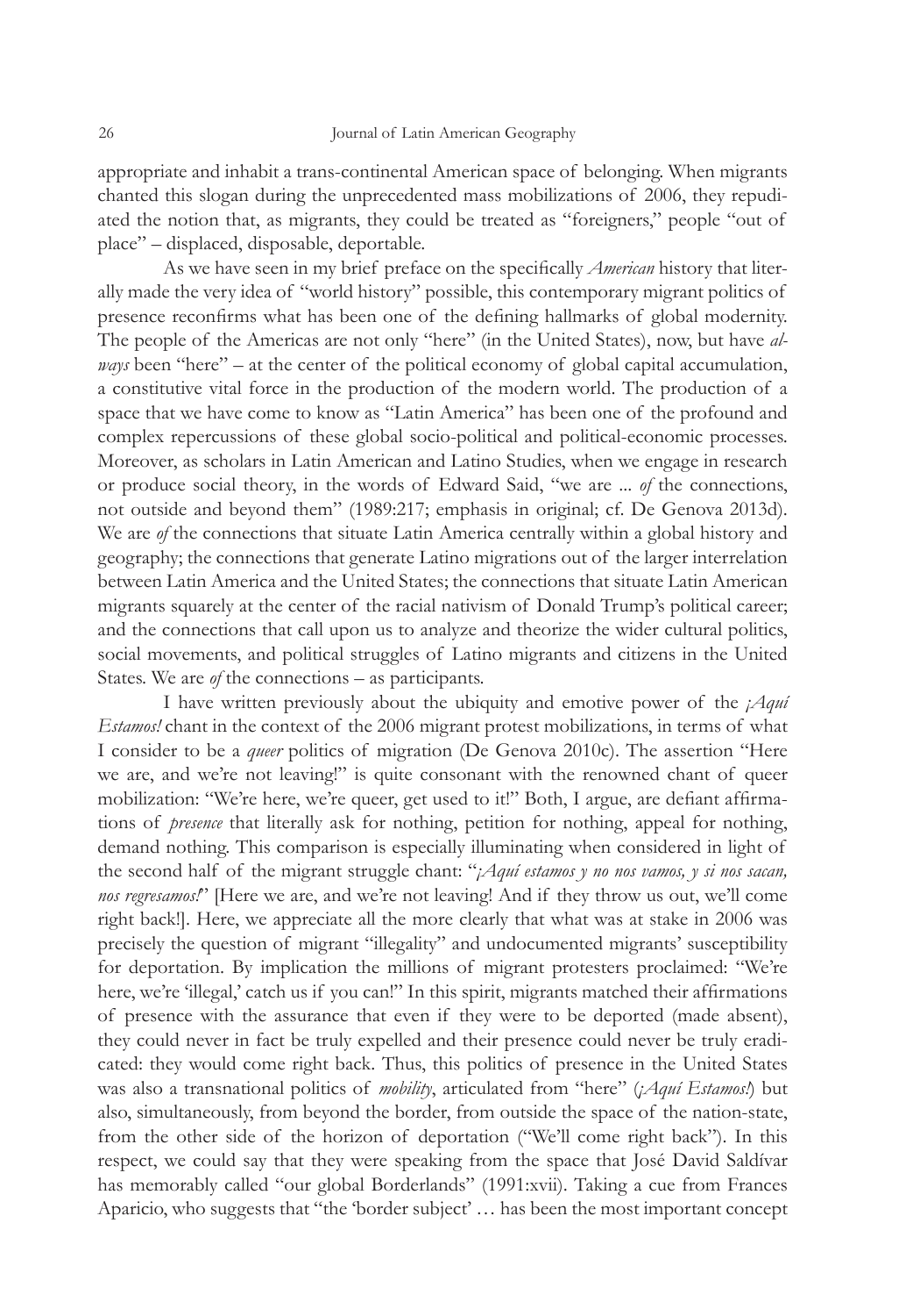appropriate and inhabit a trans-continental American space of belonging. When migrants chanted this slogan during the unprecedented mass mobilizations of 2006, they repudiated the notion that, as migrants, they could be treated as "foreigners," people "out of place" – displaced, disposable, deportable.

As we have seen in my brief preface on the specifically *American* history that literally made the very idea of "world history" possible, this contemporary migrant politics of presence reconfirms what has been one of the defining hallmarks of global modernity. The people of the Americas are not only "here" (in the United States), now, but have *always* been "here" – at the center of the political economy of global capital accumulation, a constitutive vital force in the production of the modern world. The production of a space that we have come to know as "Latin America" has been one of the profound and complex repercussions of these global socio-political and political-economic processes. Moreover, as scholars in Latin American and Latino Studies, when we engage in research or produce social theory, in the words of Edward Said, "we are ... *of* the connections, not outside and beyond them" (1989:217; emphasis in original; cf. De Genova 2013d). We are *of* the connections that situate Latin America centrally within a global history and geography; the connections that generate Latino migrations out of the larger interrelation between Latin America and the United States; the connections that situate Latin American migrants squarely at the center of the racial nativism of Donald Trump's political career; and the connections that call upon us to analyze and theorize the wider cultural politics, social movements, and political struggles of Latino migrants and citizens in the United States. We are *of* the connections – as participants.

I have written previously about the ubiquity and emotive power of the *¡Aquí Estamos!* chant in the context of the 2006 migrant protest mobilizations, in terms of what I consider to be a *queer* politics of migration (De Genova 2010c). The assertion "Here we are, and we're not leaving!" is quite consonant with the renowned chant of queer mobilization: "We're here, we're queer, get used to it!" Both, I argue, are defiant affirmations of *presence* that literally ask for nothing, petition for nothing, appeal for nothing, demand nothing. This comparison is especially illuminating when considered in light of the second half of the migrant struggle chant: "*¡Aquí estamos y no nos vamos, y si nos sacan, nos regresamos!*" [Here we are, and we're not leaving! And if they throw us out, we'll come right back!]. Here, we appreciate all the more clearly that what was at stake in 2006 was precisely the question of migrant "illegality" and undocumented migrants' susceptibility for deportation. By implication the millions of migrant protesters proclaimed: "We're here, we're 'illegal,' catch us if you can!" In this spirit, migrants matched their affirmations of presence with the assurance that even if they were to be deported (made absent), they could never in fact be truly expelled and their presence could never be truly eradicated: they would come right back. Thus, this politics of presence in the United States was also a transnational politics of *mobility*, articulated from "here" (*¡Aquí Estamos!*) but also, simultaneously, from beyond the border, from outside the space of the nation-state, from the other side of the horizon of deportation ("We'll come right back"). In this respect, we could say that they were speaking from the space that José David Saldívar has memorably called "our global Borderlands" (1991:xvii). Taking a cue from Frances Aparicio, who suggests that "the 'border subject' … has been the most important concept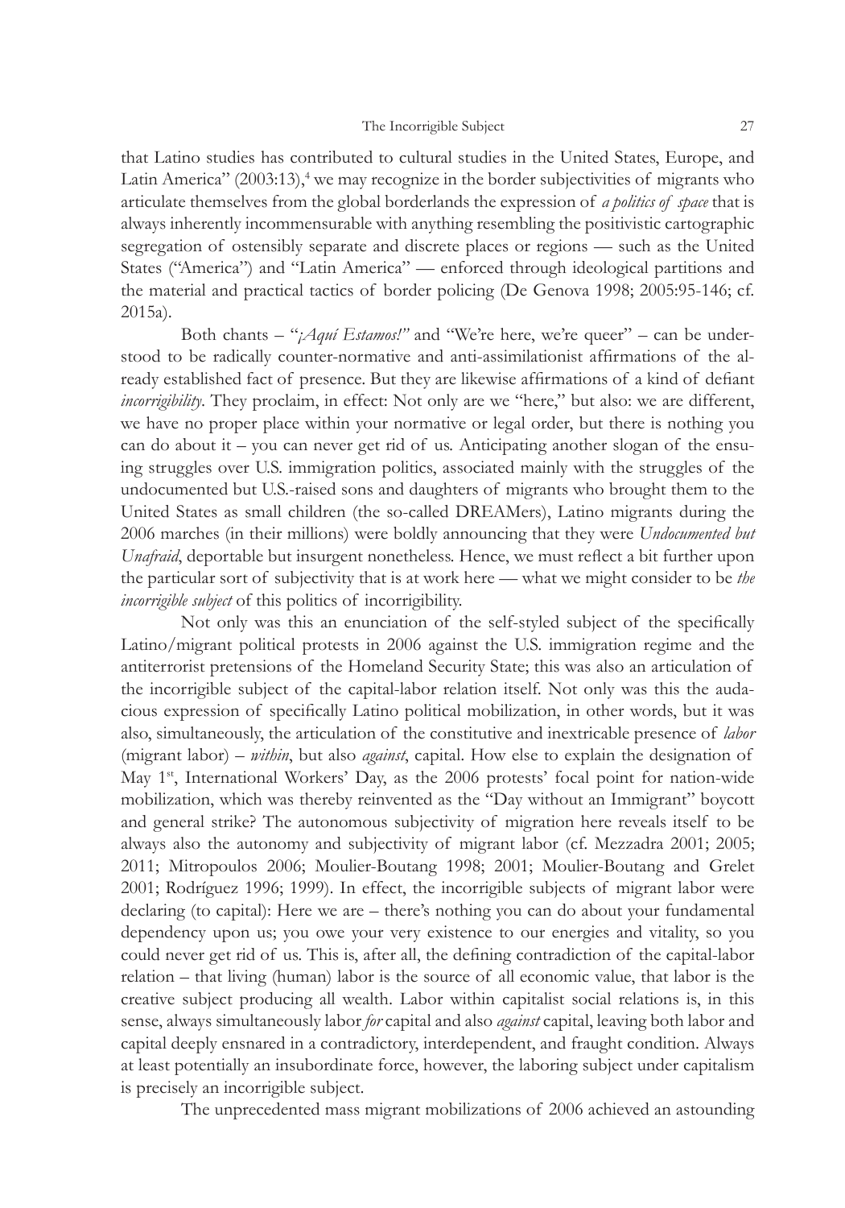that Latino studies has contributed to cultural studies in the United States, Europe, and Latin America" (2003:13),[4] we may recognize in the border subjectivities of migrants who articulate themselves from the global borderlands the expression of *a politics of space* that is always inherently incommensurable with anything resembling the positivistic cartographic segregation of ostensibly separate and discrete places or regions — such as the United States ("America") and "Latin America" — enforced through ideological partitions and the material and practical tactics of border policing (De Genova 1998; 2005:95-146; cf. 2015a).

Both chants – "*¡Aquí Estamos!*" and "We're here, we're queer" – can be understood to be radically counter-normative and anti-assimilationist affirmations of the already established fact of presence. But they are likewise affirmations of a kind of defiant *incorrigibility*. They proclaim, in effect: Not only are we "here," but also: we are different, we have no proper place within your normative or legal order, but there is nothing you can do about it – you can never get rid of us. Anticipating another slogan of the ensuing struggles over U.S. immigration politics, associated mainly with the struggles of the undocumented but U.S.-raised sons and daughters of migrants who brought them to the United States as small children (the so-called DREAMers), Latino migrants during the 2006 marches (in their millions) were boldly announcing that they were *Undocumented but Unafraid*, deportable but insurgent nonetheless. Hence, we must reflect a bit further upon the particular sort of subjectivity that is at work here — what we might consider to be *the incorrigible subject* of this politics of incorrigibility.

Not only was this an enunciation of the self-styled subject of the specifically Latino/migrant political protests in 2006 against the U.S. immigration regime and the antiterrorist pretensions of the Homeland Security State; this was also an articulation of the incorrigible subject of the capital-labor relation itself. Not only was this the audacious expression of specifically Latino political mobilization, in other words, but it was also, simultaneously, the articulation of the constitutive and inextricable presence of *labor* (migrant labor) – *within*, but also *against*, capital. How else to explain the designation of May 1st, International Workers' Day, as the 2006 protests' focal point for nation-wide mobilization, which was thereby reinvented as the "Day without an Immigrant" boycott and general strike? The autonomous subjectivity of migration here reveals itself to be always also the autonomy and subjectivity of migrant labor (cf. Mezzadra 2001; 2005; 2011; Mitropoulos 2006; Moulier-Boutang 1998; 2001; Moulier-Boutang and Grelet 2001; Rodríguez 1996; 1999). In effect, the incorrigible subjects of migrant labor were declaring (to capital): Here we are – there's nothing you can do about your fundamental dependency upon us; you owe your very existence to our energies and vitality, so you could never get rid of us. This is, after all, the defining contradiction of the capital-labor relation – that living (human) labor is the source of all economic value, that labor is the creative subject producing all wealth. Labor within capitalist social relations is, in this sense, always simultaneously labor *for* capital and also *against* capital, leaving both labor and capital deeply ensnared in a contradictory, interdependent, and fraught condition. Always at least potentially an insubordinate force, however, the laboring subject under capitalism is precisely an incorrigible subject.

The unprecedented mass migrant mobilizations of 2006 achieved an astounding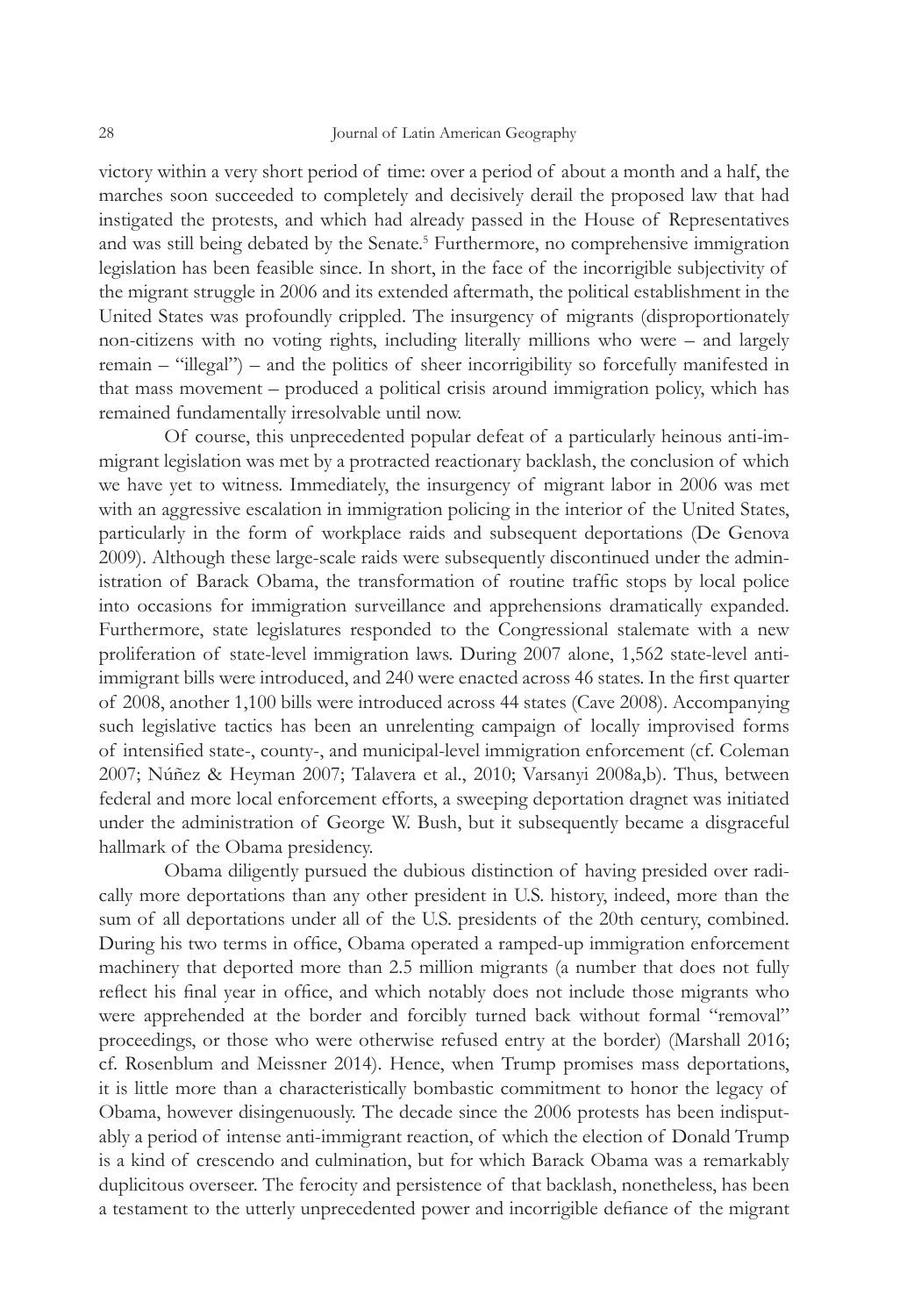victory within a very short period of time: over a period of about a month and a half, the marches soon succeeded to completely and decisively derail the proposed law that had instigated the protests, and which had already passed in the House of Representatives and was still being debated by the Senate.[5] Furthermore, no comprehensive immigration legislation has been feasible since. In short, in the face of the incorrigible subjectivity of the migrant struggle in 2006 and its extended aftermath, the political establishment in the United States was profoundly crippled. The insurgency of migrants (disproportionately non-citizens with no voting rights, including literally millions who were – and largely remain – "illegal") – and the politics of sheer incorrigibility so forcefully manifested in that mass movement – produced a political crisis around immigration policy, which has remained fundamentally irresolvable until now.

Of course, this unprecedented popular defeat of a particularly heinous anti-immigrant legislation was met by a protracted reactionary backlash, the conclusion of which we have yet to witness. Immediately, the insurgency of migrant labor in 2006 was met with an aggressive escalation in immigration policing in the interior of the United States, particularly in the form of workplace raids and subsequent deportations (De Genova 2009). Although these large-scale raids were subsequently discontinued under the administration of Barack Obama, the transformation of routine traffic stops by local police into occasions for immigration surveillance and apprehensions dramatically expanded. Furthermore, state legislatures responded to the Congressional stalemate with a new proliferation of state-level immigration laws. During 2007 alone, 1,562 state-level anti-immigrant bills were introduced, and 240 were enacted across 46 states. In the first quarter of 2008, another 1,100 bills were introduced across 44 states (Cave 2008). Accompanying such legislative tactics has been an unrelenting campaign of locally improvised forms of intensified state-, county-, and municipal-level immigration enforcement (cf. Coleman 2007; Núñez & Heyman 2007; Talavera et al., 2010; Varsanyi 2008a,b). Thus, between federal and more local enforcement efforts, a sweeping deportation dragnet was initiated under the administration of George W. Bush, but it subsequently became a disgraceful hallmark of the Obama presidency.

Obama diligently pursued the dubious distinction of having presided over radically more deportations than any other president in U.S. history, indeed, more than the sum of all deportations under all of the U.S. presidents of the 20th century, combined. During his two terms in office, Obama operated a ramped-up immigration enforcement machinery that deported more than 2.5 million migrants (a number that does not fully reflect his final year in office, and which notably does not include those migrants who were apprehended at the border and forcibly turned back without formal "removal" proceedings, or those who were otherwise refused entry at the border) (Marshall 2016; cf. Rosenblum and Meissner 2014). Hence, when Trump promises mass deportations, it is little more than a characteristically bombastic commitment to honor the legacy of Obama, however disingenuously. The decade since the 2006 protests has been indisputably a period of intense anti-immigrant reaction, of which the election of Donald Trump is a kind of crescendo and culmination, but for which Barack Obama was a remarkably duplicitous overseer. The ferocity and persistence of that backlash, nonetheless, has been a testament to the utterly unprecedented power and incorrigible defiance of the migrant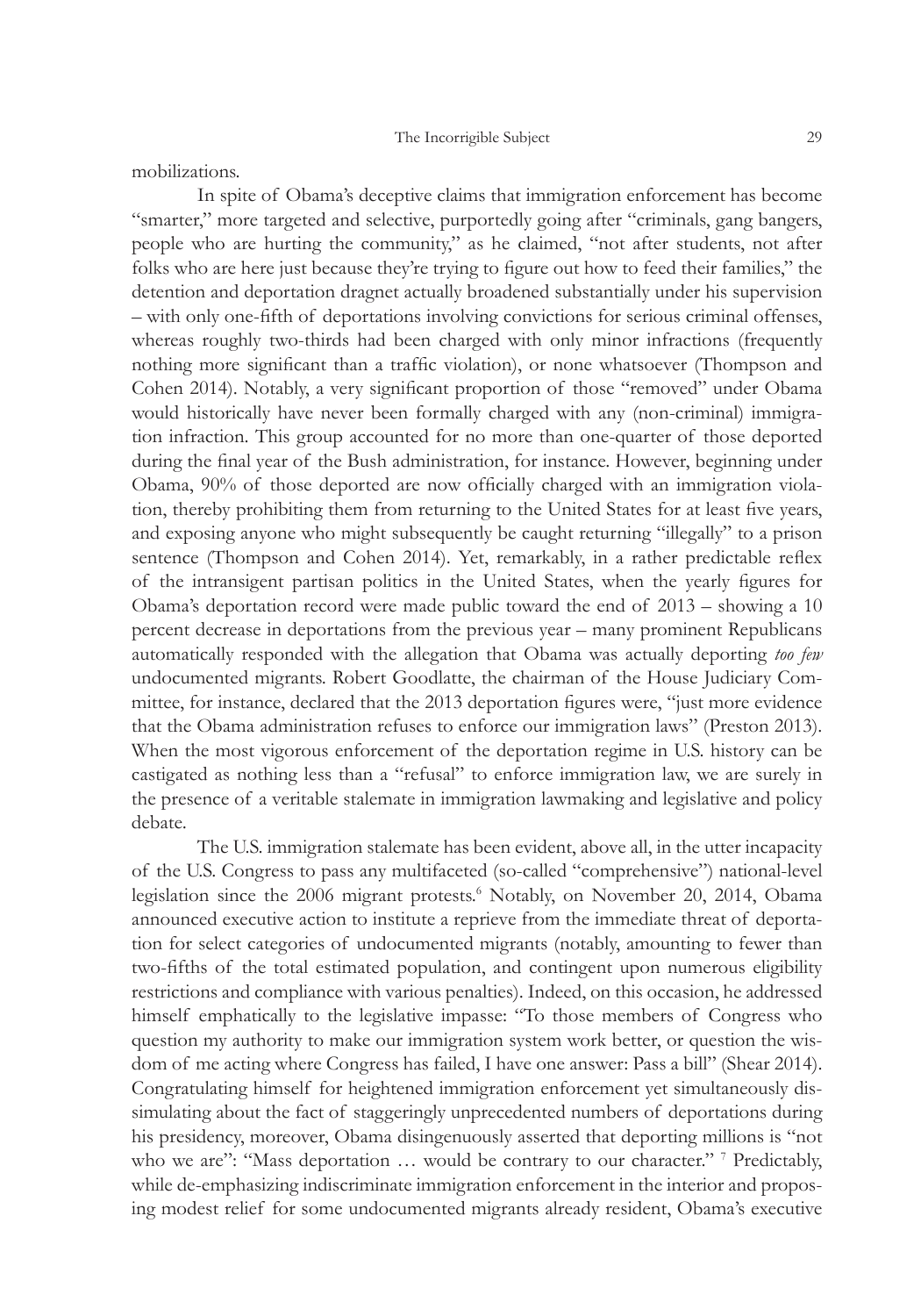mobilizations.

In spite of Obama's deceptive claims that immigration enforcement has become "smarter," more targeted and selective, purportedly going after "criminals, gang bangers, people who are hurting the community," as he claimed, "not after students, not after folks who are here just because they're trying to figure out how to feed their families," the detention and deportation dragnet actually broadened substantially under his supervision – with only one-fifth of deportations involving convictions for serious criminal offenses, whereas roughly two-thirds had been charged with only minor infractions (frequently nothing more significant than a traffic violation), or none whatsoever (Thompson and Cohen 2014). Notably, a very significant proportion of those "removed" under Obama would historically have never been formally charged with any (non-criminal) immigration infraction. This group accounted for no more than one-quarter of those deported during the final year of the Bush administration, for instance. However, beginning under Obama, 90% of those deported are now officially charged with an immigration violation, thereby prohibiting them from returning to the United States for at least five years, and exposing anyone who might subsequently be caught returning "illegally" to a prison sentence (Thompson and Cohen 2014). Yet, remarkably, in a rather predictable reflex of the intransigent partisan politics in the United States, when the yearly figures for Obama's deportation record were made public toward the end of 2013 – showing a 10 percent decrease in deportations from the previous year – many prominent Republicans automatically responded with the allegation that Obama was actually deporting *too few* undocumented migrants. Robert Goodlatte, the chairman of the House Judiciary Committee, for instance, declared that the 2013 deportation figures were, "just more evidence that the Obama administration refuses to enforce our immigration laws" (Preston 2013). When the most vigorous enforcement of the deportation regime in U.S. history can be castigated as nothing less than a "refusal" to enforce immigration law, we are surely in the presence of a veritable stalemate in immigration lawmaking and legislative and policy debate.

The U.S. immigration stalemate has been evident, above all, in the utter incapacity of the U.S. Congress to pass any multifaceted (so-called "comprehensive") national-level legislation since the 2006 migrant protests.[6] Notably, on November 20, 2014, Obama announced executive action to institute a reprieve from the immediate threat of deportation for select categories of undocumented migrants (notably, amounting to fewer than two-fifths of the total estimated population, and contingent upon numerous eligibility restrictions and compliance with various penalties). Indeed, on this occasion, he addressed himself emphatically to the legislative impasse: "To those members of Congress who question my authority to make our immigration system work better, or question the wisdom of me acting where Congress has failed, I have one answer: Pass a bill" (Shear 2014). Congratulating himself for heightened immigration enforcement yet simultaneously dissimulating about the fact of staggeringly unprecedented numbers of deportations during his presidency, moreover, Obama disingenuously asserted that deporting millions is "not who we are": "Mass deportation … would be contrary to our character." [7] Predictably, while de-emphasizing indiscriminate immigration enforcement in the interior and proposing modest relief for some undocumented migrants already resident, Obama's executive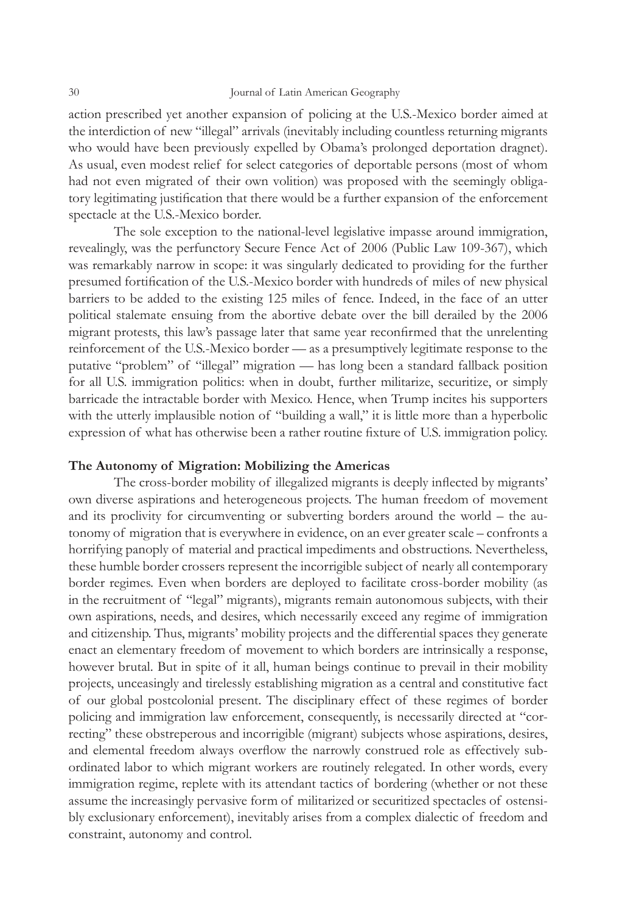action prescribed yet another expansion of policing at the U.S.-Mexico border aimed at the interdiction of new "illegal" arrivals (inevitably including countless returning migrants who would have been previously expelled by Obama's prolonged deportation dragnet). As usual, even modest relief for select categories of deportable persons (most of whom had not even migrated of their own volition) was proposed with the seemingly obligatory legitimating justification that there would be a further expansion of the enforcement spectacle at the U.S.-Mexico border.

The sole exception to the national-level legislative impasse around immigration, revealingly, was the perfunctory Secure Fence Act of 2006 (Public Law 109-367), which was remarkably narrow in scope: it was singularly dedicated to providing for the further presumed fortification of the U.S.-Mexico border with hundreds of miles of new physical barriers to be added to the existing 125 miles of fence. Indeed, in the face of an utter political stalemate ensuing from the abortive debate over the bill derailed by the 2006 migrant protests, this law's passage later that same year reconfirmed that the unrelenting reinforcement of the U.S.-Mexico border — as a presumptively legitimate response to the putative "problem" of "illegal" migration — has long been a standard fallback position for all U.S. immigration politics: when in doubt, further militarize, securitize, or simply barricade the intractable border with Mexico. Hence, when Trump incites his supporters with the utterly implausible notion of "building a wall," it is little more than a hyperbolic expression of what has otherwise been a rather routine fixture of U.S. immigration policy.

### The Autonomy of Migration: Mobilizing the Americas

The cross-border mobility of illegalized migrants is deeply inflected by migrants' own diverse aspirations and heterogeneous projects. The human freedom of movement and its proclivity for circumventing or subverting borders around the world – the autonomy of migration that is everywhere in evidence, on an ever greater scale – confronts a horrifying panoply of material and practical impediments and obstructions. Nevertheless, these humble border crossers represent the incorrigible subject of nearly all contemporary border regimes. Even when borders are deployed to facilitate cross-border mobility (as in the recruitment of "legal" migrants), migrants remain autonomous subjects, with their own aspirations, needs, and desires, which necessarily exceed any regime of immigration and citizenship. Thus, migrants' mobility projects and the differential spaces they generate enact an elementary freedom of movement to which borders are intrinsically a response, however brutal. But in spite of it all, human beings continue to prevail in their mobility projects, unceasingly and tirelessly establishing migration as a central and constitutive fact of our global postcolonial present. The disciplinary effect of these regimes of border policing and immigration law enforcement, consequently, is necessarily directed at "correcting" these obstreperous and incorrigible (migrant) subjects whose aspirations, desires, and elemental freedom always overflow the narrowly construed role as effectively subordinated labor to which migrant workers are routinely relegated. In other words, every immigration regime, replete with its attendant tactics of bordering (whether or not these assume the increasingly pervasive form of militarized or securitized spectacles of ostensibly exclusionary enforcement), inevitably arises from a complex dialectic of freedom and constraint, autonomy and control.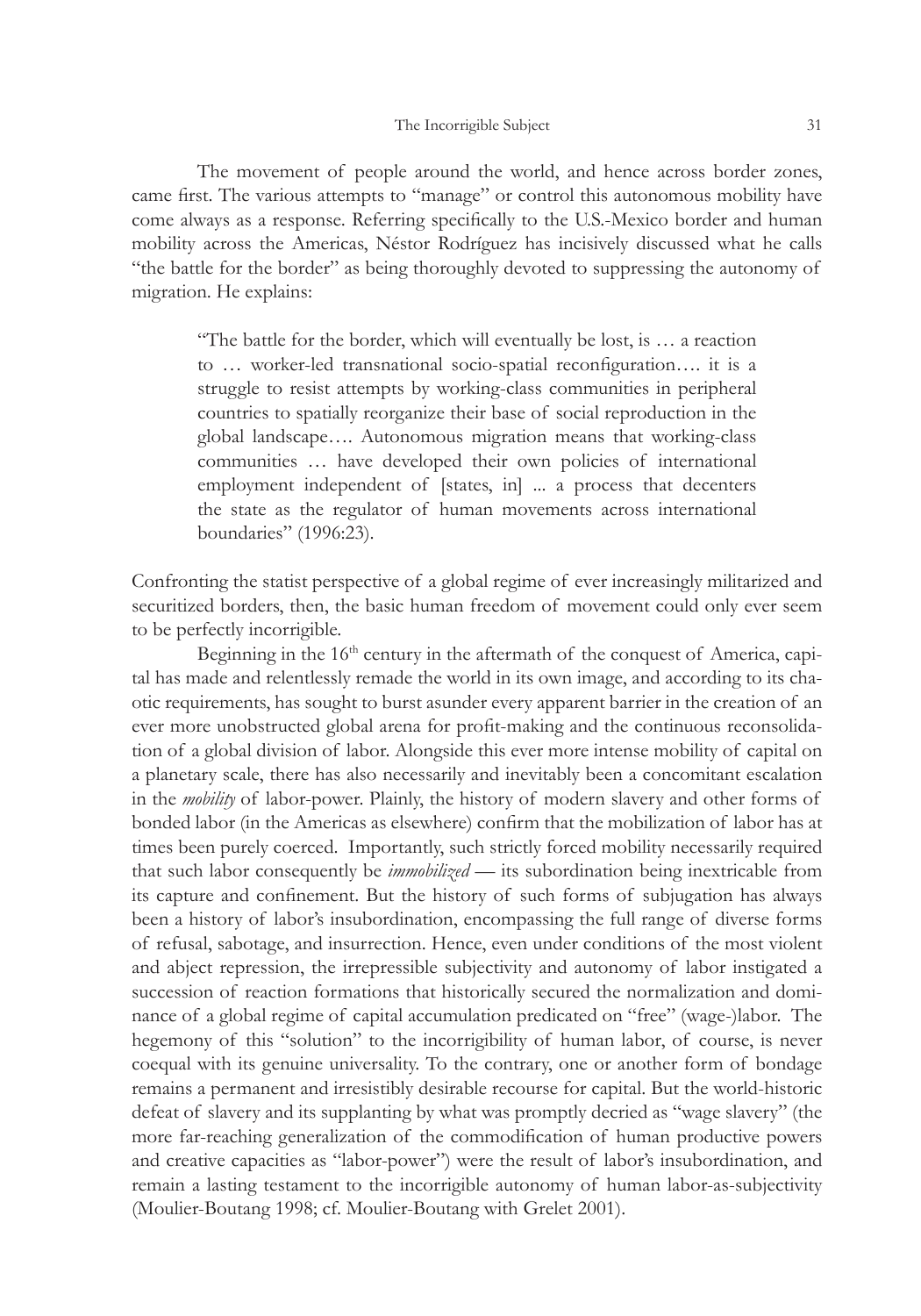The movement of people around the world, and hence across border zones, came first. The various attempts to "manage" or control this autonomous mobility have come always as a response. Referring specifically to the U.S.-Mexico border and human mobility across the Americas, Néstor Rodríguez has incisively discussed what he calls "the battle for the border" as being thoroughly devoted to suppressing the autonomy of migration. He explains:

> "The battle for the border, which will eventually be lost, is … a reaction to … worker-led transnational socio-spatial reconfiguration…. it is a struggle to resist attempts by working-class communities in peripheral countries to spatially reorganize their base of social reproduction in the global landscape…. Autonomous migration means that working-class communities … have developed their own policies of international employment independent of [states, in] ... a process that decenters the state as the regulator of human movements across international boundaries" (1996:23).

Confronting the statist perspective of a global regime of ever increasingly militarized and securitized borders, then, the basic human freedom of movement could only ever seem to be perfectly incorrigible.

Beginning in the 16th century in the aftermath of the conquest of America, capital has made and relentlessly remade the world in its own image, and according to its chaotic requirements, has sought to burst asunder every apparent barrier in the creation of an ever more unobstructed global arena for profit-making and the continuous reconsolidation of a global division of labor. Alongside this ever more intense mobility of capital on a planetary scale, there has also necessarily and inevitably been a concomitant escalation in the *mobility* of labor-power. Plainly, the history of modern slavery and other forms of bonded labor (in the Americas as elsewhere) confirm that the mobilization of labor has at times been purely coerced. Importantly, such strictly forced mobility necessarily required that such labor consequently be *immobilized* — its subordination being inextricable from its capture and confinement. But the history of such forms of subjugation has always been a history of labor's insubordination, encompassing the full range of diverse forms of refusal, sabotage, and insurrection. Hence, even under conditions of the most violent and abject repression, the irrepressible subjectivity and autonomy of labor instigated a succession of reaction formations that historically secured the normalization and dominance of a global regime of capital accumulation predicated on "free" (wage-)labor. The hegemony of this "solution" to the incorrigibility of human labor, of course, is never coequal with its genuine universality. To the contrary, one or another form of bondage remains a permanent and irresistibly desirable recourse for capital. But the world-historic defeat of slavery and its supplanting by what was promptly decried as "wage slavery" (the more far-reaching generalization of the commodification of human productive powers and creative capacities as "labor-power") were the result of labor's insubordination, and remain a lasting testament to the incorrigible autonomy of human labor-as-subjectivity (Moulier-Boutang 1998; cf. Moulier-Boutang with Grelet 2001).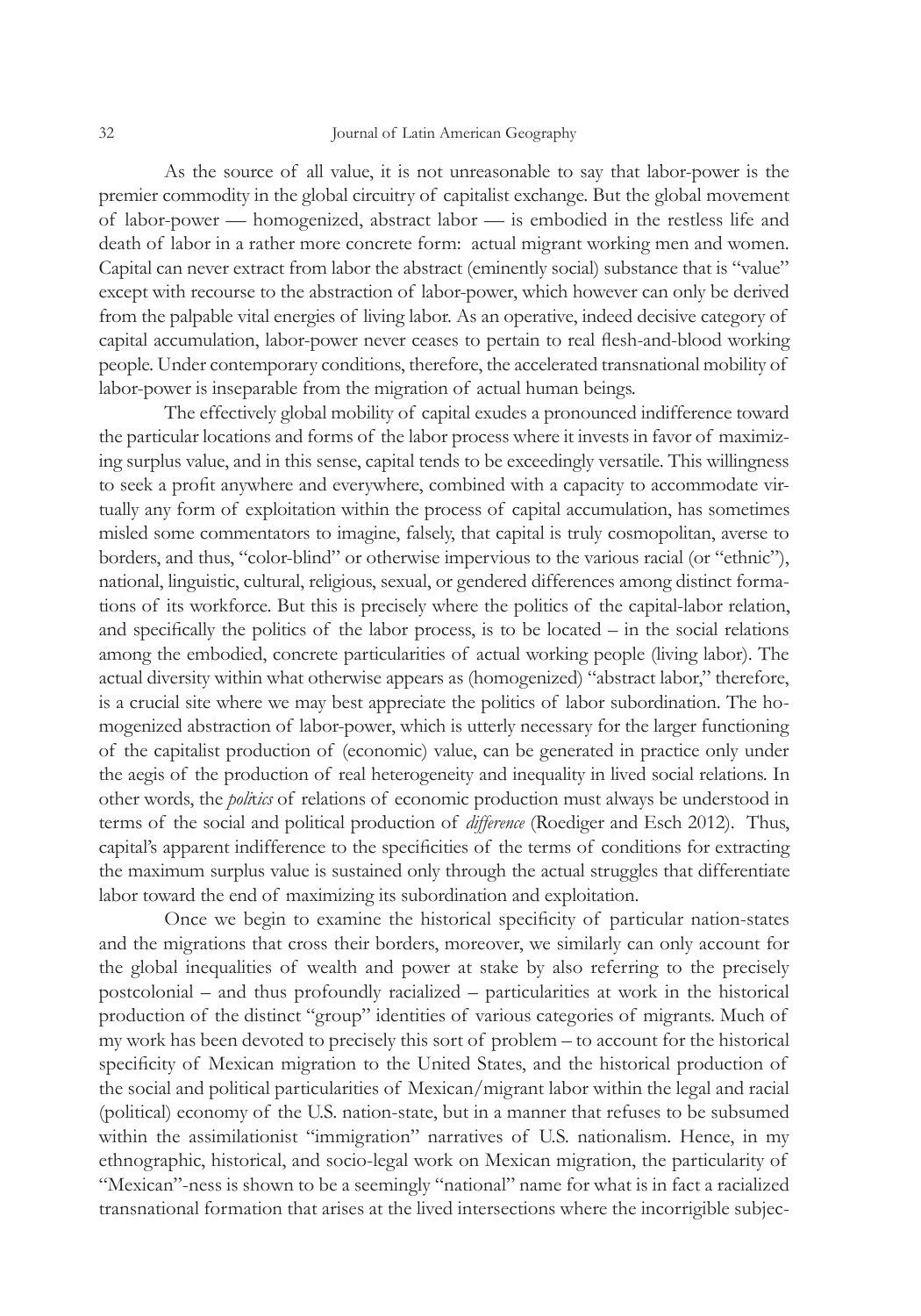As the source of all value, it is not unreasonable to say that labor-power is the premier commodity in the global circuitry of capitalist exchange. But the global movement of labor-power — homogenized, abstract labor — is embodied in the restless life and death of labor in a rather more concrete form: actual migrant working men and women. Capital can never extract from labor the abstract (eminently social) substance that is "value" except with recourse to the abstraction of labor-power, which however can only be derived from the palpable vital energies of living labor. As an operative, indeed decisive category of capital accumulation, labor-power never ceases to pertain to real flesh-and-blood working people. Under contemporary conditions, therefore, the accelerated transnational mobility of labor-power is inseparable from the migration of actual human beings.

The effectively global mobility of capital exudes a pronounced indifference toward the particular locations and forms of the labor process where it invests in favor of maximizing surplus value, and in this sense, capital tends to be exceedingly versatile. This willingness to seek a profit anywhere and everywhere, combined with a capacity to accommodate virtually any form of exploitation within the process of capital accumulation, has sometimes misled some commentators to imagine, falsely, that capital is truly cosmopolitan, averse to borders, and thus, "color-blind" or otherwise impervious to the various racial (or "ethnic"), national, linguistic, cultural, religious, sexual, or gendered differences among distinct formations of its workforce. But this is precisely where the politics of the capital-labor relation, and specifically the politics of the labor process, is to be located – in the social relations among the embodied, concrete particularities of actual working people (living labor). The actual diversity within what otherwise appears as (homogenized) "abstract labor," therefore, is a crucial site where we may best appreciate the politics of labor subordination. The homogenized abstraction of labor-power, which is utterly necessary for the larger functioning of the capitalist production of (economic) value, can be generated in practice only under the aegis of the production of real heterogeneity and inequality in lived social relations. In other words, the *politics* of relations of economic production must always be understood in terms of the social and political production of *difference* (Roediger and Esch 2012). Thus, capital's apparent indifference to the specificities of the terms of conditions for extracting the maximum surplus value is sustained only through the actual struggles that differentiate labor toward the end of maximizing its subordination and exploitation.

Once we begin to examine the historical specificity of particular nation-states and the migrations that cross their borders, moreover, we similarly can only account for the global inequalities of wealth and power at stake by also referring to the precisely postcolonial – and thus profoundly racialized – particularities at work in the historical production of the distinct "group" identities of various categories of migrants. Much of my work has been devoted to precisely this sort of problem – to account for the historical specificity of Mexican migration to the United States, and the historical production of the social and political particularities of Mexican/migrant labor within the legal and racial (political) economy of the U.S. nation-state, but in a manner that refuses to be subsumed within the assimilationist "immigration" narratives of U.S. nationalism. Hence, in my ethnographic, historical, and socio-legal work on Mexican migration, the particularity of "Mexican"-ness is shown to be a seemingly "national" name for what is in fact a racialized transnational formation that arises at the lived intersections where the incorrigible subjec-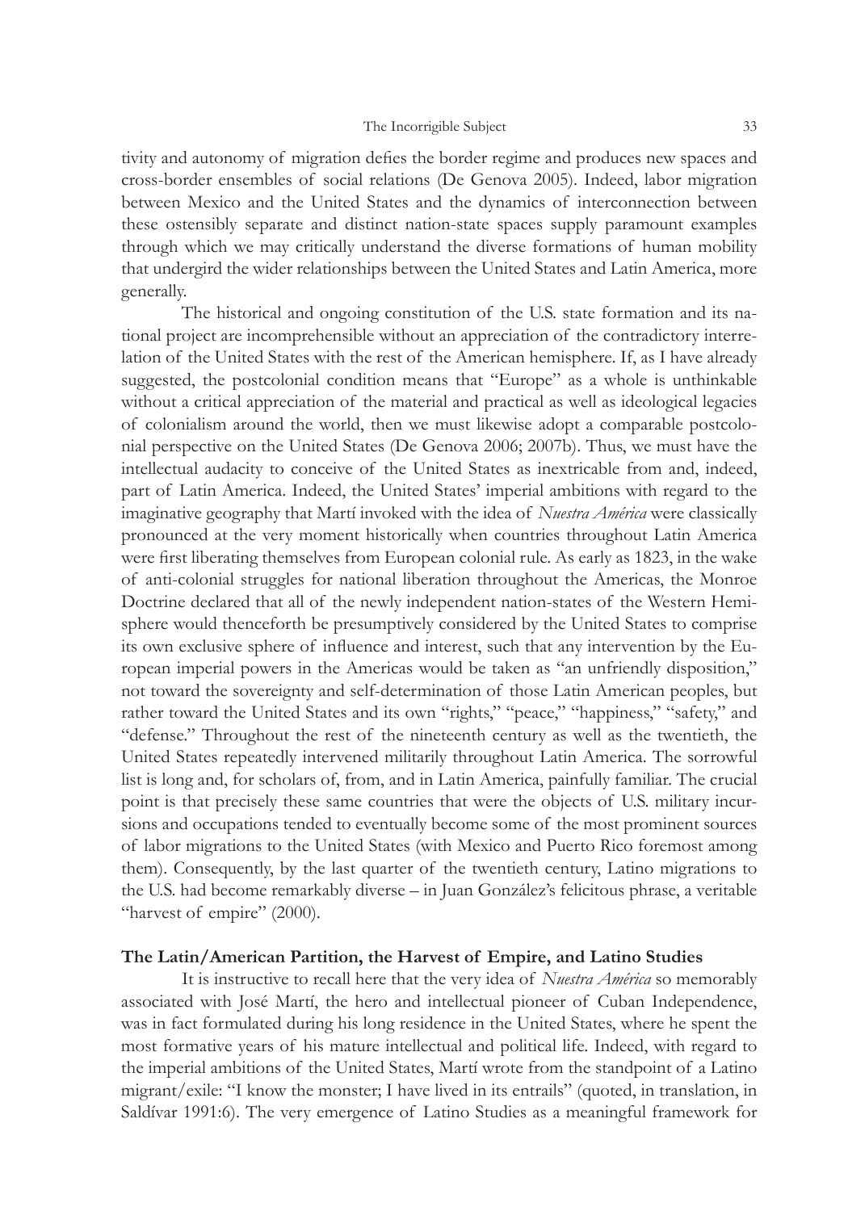tivity and autonomy of migration defies the border regime and produces new spaces and cross-border ensembles of social relations (De Genova 2005). Indeed, labor migration between Mexico and the United States and the dynamics of interconnection between these ostensibly separate and distinct nation-state spaces supply paramount examples through which we may critically understand the diverse formations of human mobility that undergird the wider relationships between the United States and Latin America, more generally.

The historical and ongoing constitution of the U.S. state formation and its national project are incomprehensible without an appreciation of the contradictory interrelation of the United States with the rest of the American hemisphere. If, as I have already suggested, the postcolonial condition means that "Europe" as a whole is unthinkable without a critical appreciation of the material and practical as well as ideological legacies of colonialism around the world, then we must likewise adopt a comparable postcolonial perspective on the United States (De Genova 2006; 2007b). Thus, we must have the intellectual audacity to conceive of the United States as inextricable from and, indeed, part of Latin America. Indeed, the United States' imperial ambitions with regard to the imaginative geography that Martí invoked with the idea of *Nuestra América* were classically pronounced at the very moment historically when countries throughout Latin America were first liberating themselves from European colonial rule. As early as 1823, in the wake of anti-colonial struggles for national liberation throughout the Americas, the Monroe Doctrine declared that all of the newly independent nation-states of the Western Hemisphere would thenceforth be presumptively considered by the United States to comprise its own exclusive sphere of influence and interest, such that any intervention by the European imperial powers in the Americas would be taken as "an unfriendly disposition," not toward the sovereignty and self-determination of those Latin American peoples, but rather toward the United States and its own "rights," "peace," "happiness," "safety," and "defense." Throughout the rest of the nineteenth century as well as the twentieth, the United States repeatedly intervened militarily throughout Latin America. The sorrowful list is long and, for scholars of, from, and in Latin America, painfully familiar. The crucial point is that precisely these same countries that were the objects of U.S. military incursions and occupations tended to eventually become some of the most prominent sources of labor migrations to the United States (with Mexico and Puerto Rico foremost among them). Consequently, by the last quarter of the twentieth century, Latino migrations to the U.S. had become remarkably diverse – in Juan González's felicitous phrase, a veritable "harvest of empire" (2000).

## The Latin/American Partition, the Harvest of Empire, and Latino Studies

It is instructive to recall here that the very idea of *Nuestra América* so memorably associated with José Martí, the hero and intellectual pioneer of Cuban Independence, was in fact formulated during his long residence in the United States, where he spent the most formative years of his mature intellectual and political life. Indeed, with regard to the imperial ambitions of the United States, Martí wrote from the standpoint of a Latino migrant/exile: "I know the monster; I have lived in its entrails" (quoted, in translation, in Saldívar 1991:6). The very emergence of Latino Studies as a meaningful framework for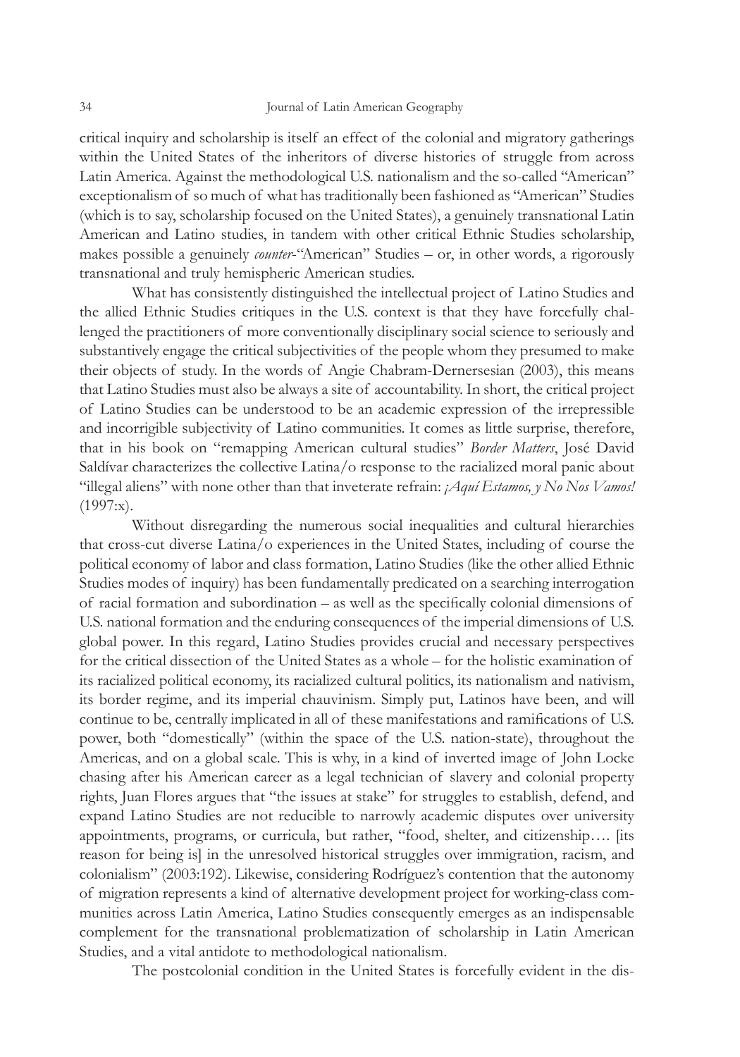critical inquiry and scholarship is itself an effect of the colonial and migratory gatherings within the United States of the inheritors of diverse histories of struggle from across Latin America. Against the methodological U.S. nationalism and the so-called "American" exceptionalism of so much of what has traditionally been fashioned as "American" Studies (which is to say, scholarship focused on the United States), a genuinely transnational Latin American and Latino studies, in tandem with other critical Ethnic Studies scholarship, makes possible a genuinely *counter*-"American" Studies – or, in other words, a rigorously transnational and truly hemispheric American studies.

What has consistently distinguished the intellectual project of Latino Studies and the allied Ethnic Studies critiques in the U.S. context is that they have forcefully challenged the practitioners of more conventionally disciplinary social science to seriously and substantively engage the critical subjectivities of the people whom they presumed to make their objects of study. In the words of Angie Chabram-Dernersesian (2003), this means that Latino Studies must also be always a site of accountability. In short, the critical project of Latino Studies can be understood to be an academic expression of the irrepressible and incorrigible subjectivity of Latino communities. It comes as little surprise, therefore, that in his book on "remapping American cultural studies" *Border Matters*, José David Saldívar characterizes the collective Latina/o response to the racialized moral panic about "illegal aliens" with none other than that inveterate refrain: *¡Aquí Estamos, y No Nos Vamos!* (1997:x).

Without disregarding the numerous social inequalities and cultural hierarchies that cross-cut diverse Latina/o experiences in the United States, including of course the political economy of labor and class formation, Latino Studies (like the other allied Ethnic Studies modes of inquiry) has been fundamentally predicated on a searching interrogation of racial formation and subordination – as well as the specifically colonial dimensions of U.S. national formation and the enduring consequences of the imperial dimensions of U.S. global power. In this regard, Latino Studies provides crucial and necessary perspectives for the critical dissection of the United States as a whole – for the holistic examination of its racialized political economy, its racialized cultural politics, its nationalism and nativism, its border regime, and its imperial chauvinism. Simply put, Latinos have been, and will continue to be, centrally implicated in all of these manifestations and ramifications of U.S. power, both "domestically" (within the space of the U.S. nation-state), throughout the Americas, and on a global scale. This is why, in a kind of inverted image of John Locke chasing after his American career as a legal technician of slavery and colonial property rights, Juan Flores argues that "the issues at stake" for struggles to establish, defend, and expand Latino Studies are not reducible to narrowly academic disputes over university appointments, programs, or curricula, but rather, "food, shelter, and citizenship…. [its reason for being is] in the unresolved historical struggles over immigration, racism, and colonialism" (2003:192). Likewise, considering Rodríguez's contention that the autonomy of migration represents a kind of alternative development project for working-class communities across Latin America, Latino Studies consequently emerges as an indispensable complement for the transnational problematization of scholarship in Latin American Studies, and a vital antidote to methodological nationalism.

The postcolonial condition in the United States is forcefully evident in the dis-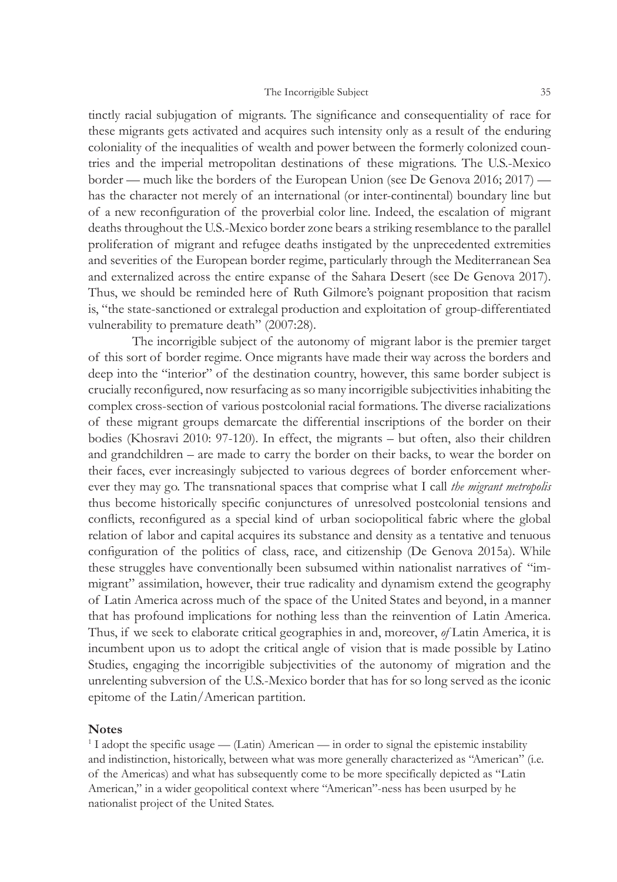tinctly racial subjugation of migrants. The significance and consequentiality of race for these migrants gets activated and acquires such intensity only as a result of the enduring coloniality of the inequalities of wealth and power between the formerly colonized countries and the imperial metropolitan destinations of these migrations. The U.S.-Mexico border — much like the borders of the European Union (see De Genova 2016; 2017) — has the character not merely of an international (or inter-continental) boundary line but of a new reconfiguration of the proverbial color line. Indeed, the escalation of migrant deaths throughout the U.S.-Mexico border zone bears a striking resemblance to the parallel proliferation of migrant and refugee deaths instigated by the unprecedented extremities and severities of the European border regime, particularly through the Mediterranean Sea and externalized across the entire expanse of the Sahara Desert (see De Genova 2017). Thus, we should be reminded here of Ruth Gilmore's poignant proposition that racism is, "the state-sanctioned or extralegal production and exploitation of group-differentiated vulnerability to premature death" (2007:28).

The incorrigible subject of the autonomy of migrant labor is the premier target of this sort of border regime. Once migrants have made their way across the borders and deep into the "interior" of the destination country, however, this same border subject is crucially reconfigured, now resurfacing as so many incorrigible subjectivities inhabiting the complex cross-section of various postcolonial racial formations. The diverse racializations of these migrant groups demarcate the differential inscriptions of the border on their bodies (Khosravi 2010: 97-120). In effect, the migrants – but often, also their children and grandchildren – are made to carry the border on their backs, to wear the border on their faces, ever increasingly subjected to various degrees of border enforcement wherever they may go. The transnational spaces that comprise what I call *the migrant metropolis* thus become historically specific conjunctures of unresolved postcolonial tensions and conflicts, reconfigured as a special kind of urban sociopolitical fabric where the global relation of labor and capital acquires its substance and density as a tentative and tenuous configuration of the politics of class, race, and citizenship (De Genova 2015a). While these struggles have conventionally been subsumed within nationalist narratives of "immigrant" assimilation, however, their true radicality and dynamism extend the geography of Latin America across much of the space of the United States and beyond, in a manner that has profound implications for nothing less than the reinvention of Latin America. Thus, if we seek to elaborate critical geographies in and, moreover, *of* Latin America, it is incumbent upon us to adopt the critical angle of vision that is made possible by Latino Studies, engaging the incorrigible subjectivities of the autonomy of migration and the unrelenting subversion of the U.S.-Mexico border that has for so long served as the iconic epitome of the Latin/American partition.

## Notes

[1] I adopt the specific usage — (Latin) American — in order to signal the epistemic instability and indistinction, historically, between what was more generally characterized as "American" (i.e. of the Americas) and what has subsequently come to be more specifically depicted as "Latin American," in a wider geopolitical context where "American"-ness has been usurped by he nationalist project of the United States.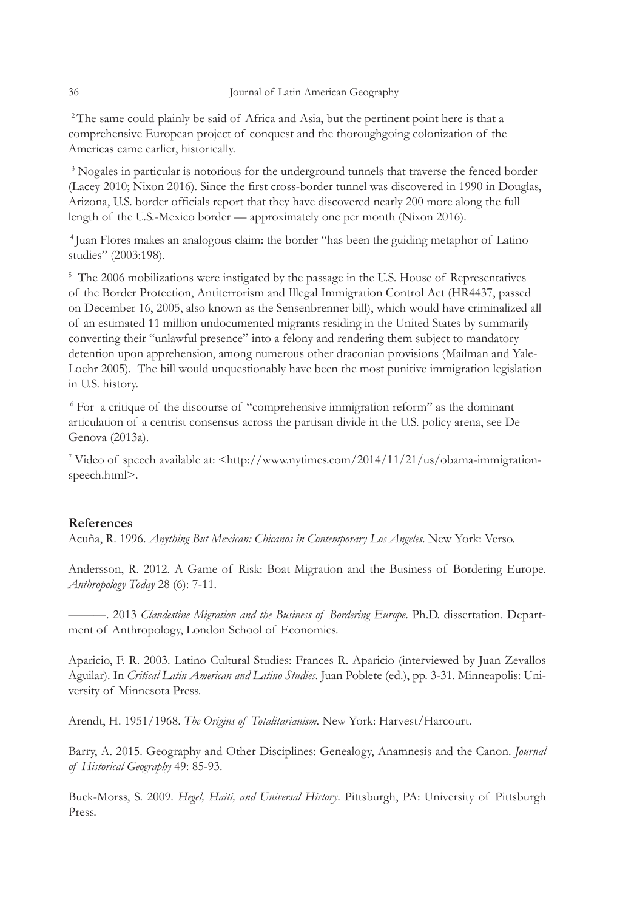[2] The same could plainly be said of Africa and Asia, but the pertinent point here is that a comprehensive European project of conquest and the thoroughgoing colonization of the Americas came earlier, historically.

[3] Nogales in particular is notorious for the underground tunnels that traverse the fenced border (Lacey 2010; Nixon 2016). Since the first cross-border tunnel was discovered in 1990 in Douglas, Arizona, U.S. border officials report that they have discovered nearly 200 more along the full length of the U.S.-Mexico border — approximately one per month (Nixon 2016).

[4] Juan Flores makes an analogous claim: the border "has been the guiding metaphor of Latino studies" (2003:198).

[5] The 2006 mobilizations were instigated by the passage in the U.S. House of Representatives of the Border Protection, Antiterrorism and Illegal Immigration Control Act (HR4437, passed on December 16, 2005, also known as the Sensenbrenner bill), which would have criminalized all of an estimated 11 million undocumented migrants residing in the United States by summarily converting their "unlawful presence" into a felony and rendering them subject to mandatory detention upon apprehension, among numerous other draconian provisions (Mailman and Yale-Loehr 2005). The bill would unquestionably have been the most punitive immigration legislation in U.S. history.

[6] For a critique of the discourse of "comprehensive immigration reform" as the dominant articulation of a centrist consensus across the partisan divide in the U.S. policy arena, see De Genova (2013a).

[7] Video of speech available at: <http://www.nytimes.com/2014/11/21/us/obama-immigration-speech.html>.

## References

Acuña, R. 1996. *Anything But Mexican: Chicanos in Contemporary Los Angeles*. New York: Verso.

Andersson, R. 2012. A Game of Risk: Boat Migration and the Business of Bordering Europe. *Anthropology Today* 28 (6): 7-11.

———. 2013 *Clandestine Migration and the Business of Bordering Europe*. Ph.D. dissertation. Department of Anthropology, London School of Economics.

Aparicio, F. R. 2003. Latino Cultural Studies: Frances R. Aparicio (interviewed by Juan Zevallos Aguilar). In *Critical Latin American and Latino Studies*. Juan Poblete (ed.), pp. 3-31. Minneapolis: University of Minnesota Press.

Arendt, H. 1951/1968. *The Origins of Totalitarianism*. New York: Harvest/Harcourt.

Barry, A. 2015. Geography and Other Disciplines: Genealogy, Anamnesis and the Canon. *Journal of Historical Geography* 49: 85-93.

Buck-Morss, S. 2009. *Hegel, Haiti, and Universal History*. Pittsburgh, PA: University of Pittsburgh Press.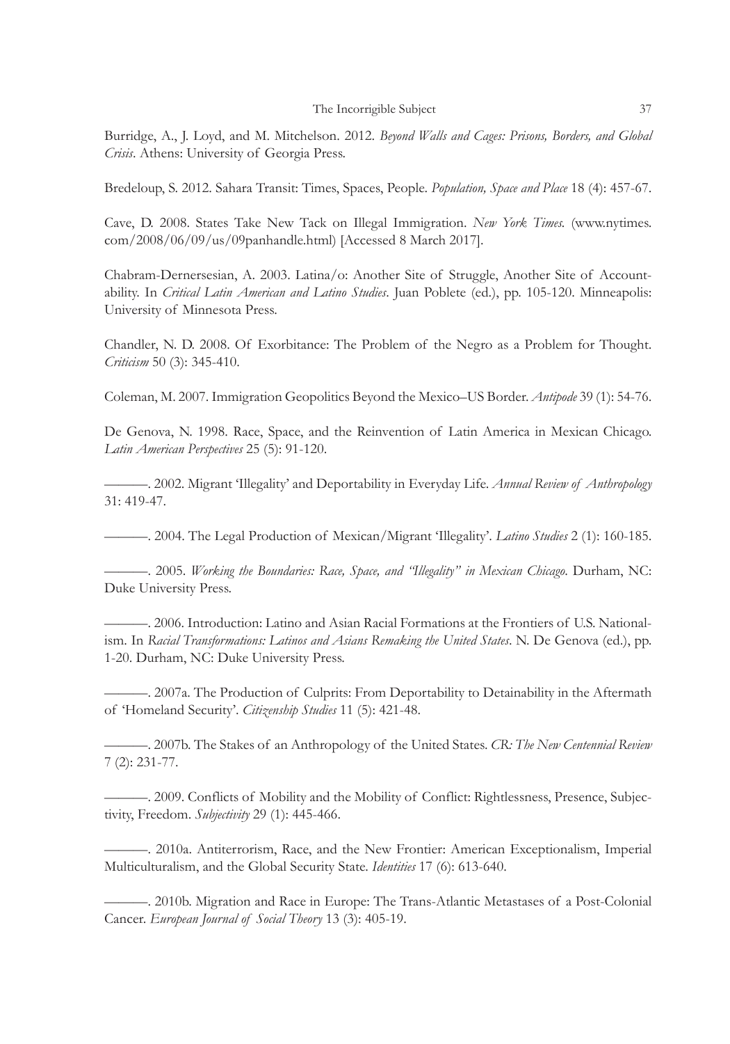Burridge, A., J. Loyd, and M. Mitchelson. 2012. *Beyond Walls and Cages: Prisons, Borders, and Global Crisis*. Athens: University of Georgia Press.

Bredeloup, S. 2012. Sahara Transit: Times, Spaces, People. *Population, Space and Place* 18 (4): 457-67.

Cave, D. 2008. States Take New Tack on Illegal Immigration. *New York Times.* (www.nytimes.com/2008/06/09/us/09panhandle.html) [Accessed 8 March 2017].

Chabram-Dernersesian, A. 2003. Latina/o: Another Site of Struggle, Another Site of Accountability. In *Critical Latin American and Latino Studies*. Juan Poblete (ed.), pp. 105-120. Minneapolis: University of Minnesota Press.

Chandler, N. D. 2008. Of Exorbitance: The Problem of the Negro as a Problem for Thought. *Criticism* 50 (3): 345-410.

Coleman, M. 2007. Immigration Geopolitics Beyond the Mexico–US Border. *Antipode* 39 (1): 54-76.

De Genova, N. 1998. Race, Space, and the Reinvention of Latin America in Mexican Chicago. *Latin American Perspectives* 25 (5): 91-120.

———. 2002. Migrant 'Illegality' and Deportability in Everyday Life. *Annual Review of Anthropology* 31: 419-47.

———. 2004. The Legal Production of Mexican/Migrant 'Illegality'. *Latino Studies* 2 (1): 160-185.

———. 2005. *Working the Boundaries: Race, Space, and "Illegality" in Mexican Chicago*. Durham, NC: Duke University Press.

———. 2006. Introduction: Latino and Asian Racial Formations at the Frontiers of U.S. Nationalism. In *Racial Transformations: Latinos and Asians Remaking the United States*. N. De Genova (ed.), pp. 1-20. Durham, NC: Duke University Press.

———. 2007a. The Production of Culprits: From Deportability to Detainability in the Aftermath of 'Homeland Security'. *Citizenship Studies* 11 (5): 421-48.

———. 2007b. The Stakes of an Anthropology of the United States. *CR: The New Centennial Review* 7 (2): 231-77.

———. 2009. Conflicts of Mobility and the Mobility of Conflict: Rightlessness, Presence, Subjectivity, Freedom. *Subjectivity* 29 (1): 445-466.

———. 2010a. Antiterrorism, Race, and the New Frontier: American Exceptionalism, Imperial Multiculturalism, and the Global Security State. *Identities* 17 (6): 613-640.

———. 2010b. Migration and Race in Europe: The Trans-Atlantic Metastases of a Post-Colonial Cancer. *European Journal of Social Theory* 13 (3): 405-19.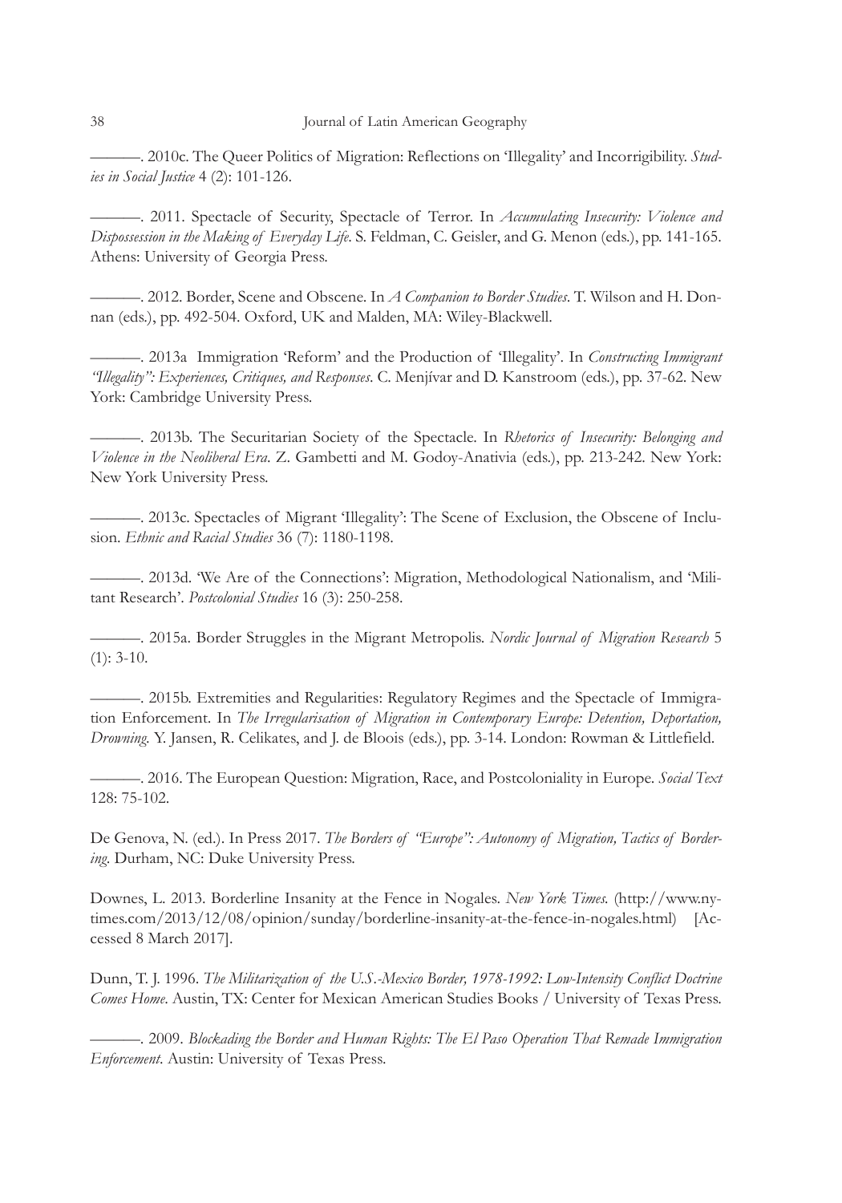———. 2010c. The Queer Politics of Migration: Reflections on 'Illegality' and Incorrigibility. *Studies in Social Justice* 4 (2): 101-126.

———. 2011. Spectacle of Security, Spectacle of Terror. In *Accumulating Insecurity: Violence and Dispossession in the Making of Everyday Life*. S. Feldman, C. Geisler, and G. Menon (eds.), pp. 141-165. Athens: University of Georgia Press.

———. 2012. Border, Scene and Obscene. In *A Companion to Border Studies*. T. Wilson and H. Donnan (eds.), pp. 492-504. Oxford, UK and Malden, MA: Wiley-Blackwell.

———. 2013a Immigration 'Reform' and the Production of 'Illegality'. In *Constructing Immigrant "Illegality": Experiences, Critiques, and Responses*. C. Menjívar and D. Kanstroom (eds.), pp. 37-62. New York: Cambridge University Press.

———. 2013b. The Securitarian Society of the Spectacle. In *Rhetorics of Insecurity: Belonging and Violence in the Neoliberal Era*. Z. Gambetti and M. Godoy-Anativia (eds.), pp. 213-242. New York: New York University Press.

———. 2013c. Spectacles of Migrant 'Illegality': The Scene of Exclusion, the Obscene of Inclusion. *Ethnic and Racial Studies* 36 (7): 1180-1198.

———. 2013d. 'We Are of the Connections': Migration, Methodological Nationalism, and 'Militant Research'. *Postcolonial Studies* 16 (3): 250-258.

———. 2015a. Border Struggles in the Migrant Metropolis. *Nordic Journal of Migration Research* 5 (1): 3-10.

———. 2015b. Extremities and Regularities: Regulatory Regimes and the Spectacle of Immigration Enforcement. In *The Irregularisation of Migration in Contemporary Europe: Detention, Deportation, Drowning*. Y. Jansen, R. Celikates, and J. de Bloois (eds.), pp. 3-14. London: Rowman & Littlefield.

———. 2016. The European Question: Migration, Race, and Postcoloniality in Europe. *Social Text* 128: 75-102.

De Genova, N. (ed.). In Press 2017. *The Borders of "Europe": Autonomy of Migration, Tactics of Bordering*. Durham, NC: Duke University Press.

Downes, L. 2013. Borderline Insanity at the Fence in Nogales. *New York Times*. (http://www.nytimes.com/2013/12/08/opinion/sunday/borderline-insanity-at-the-fence-in-nogales.html) [Accessed 8 March 2017].

Dunn, T. J. 1996. *The Militarization of the U.S.-Mexico Border, 1978-1992: Low-Intensity Conflict Doctrine Comes Home*. Austin, TX: Center for Mexican American Studies Books / University of Texas Press.

———. 2009. *Blockading the Border and Human Rights: The El Paso Operation That Remade Immigration Enforcement*. Austin: University of Texas Press.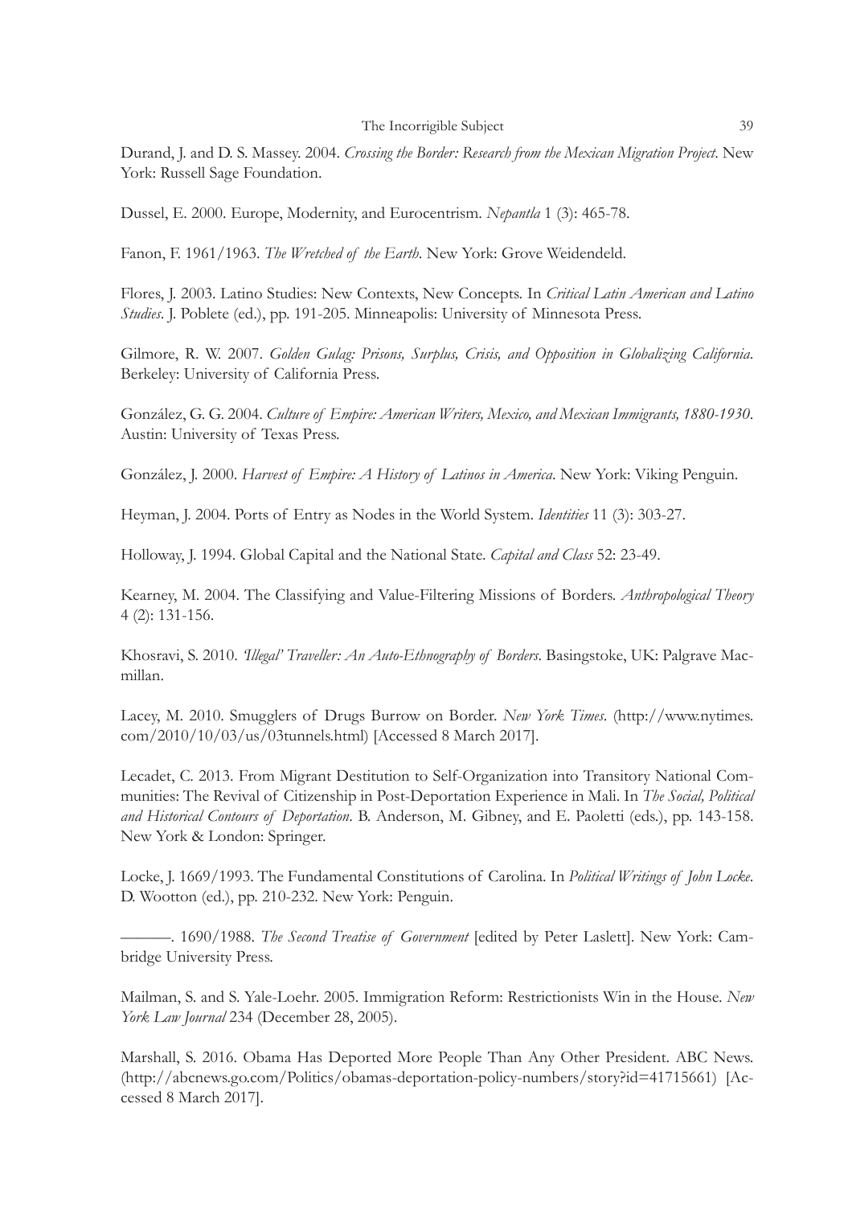Durand, J. and D. S. Massey. 2004. *Crossing the Border: Research from the Mexican Migration Project*. New York: Russell Sage Foundation.

Dussel, E. 2000. Europe, Modernity, and Eurocentrism. *Nepantla* 1 (3): 465-78.

Fanon, F. 1961/1963. *The Wretched of the Earth*. New York: Grove Weidendeld.

Flores, J. 2003. Latino Studies: New Contexts, New Concepts. In *Critical Latin American and Latino Studies*. J. Poblete (ed.), pp. 191-205. Minneapolis: University of Minnesota Press.

Gilmore, R. W. 2007. *Golden Gulag: Prisons, Surplus, Crisis, and Opposition in Globalizing California*. Berkeley: University of California Press.

González, G. G. 2004. *Culture of Empire: American Writers, Mexico, and Mexican Immigrants, 1880-1930*. Austin: University of Texas Press.

González, J. 2000. *Harvest of Empire: A History of Latinos in America*. New York: Viking Penguin.

Heyman, J. 2004. Ports of Entry as Nodes in the World System. *Identities* 11 (3): 303-27.

Holloway, J. 1994. Global Capital and the National State. *Capital and Class* 52: 23-49.

Kearney, M. 2004. The Classifying and Value-Filtering Missions of Borders. *Anthropological Theory* 4 (2): 131-156.

Khosravi, S. 2010. *'Illegal' Traveller: An Auto-Ethnography of Borders*. Basingstoke, UK: Palgrave Macmillan.

Lacey, M. 2010. Smugglers of Drugs Burrow on Border. *New York Times*. (http://www.nytimes.com/2010/10/03/us/03tunnels.html) [Accessed 8 March 2017].

Lecadet, C. 2013. From Migrant Destitution to Self-Organization into Transitory National Communities: The Revival of Citizenship in Post-Deportation Experience in Mali. In *The Social, Political and Historical Contours of Deportation*. B. Anderson, M. Gibney, and E. Paoletti (eds.), pp. 143-158. New York & London: Springer.

Locke, J. 1669/1993. The Fundamental Constitutions of Carolina. In *Political Writings of John Locke*. D. Wootton (ed.), pp. 210-232. New York: Penguin.

———. 1690/1988. *The Second Treatise of Government* [edited by Peter Laslett]. New York: Cambridge University Press.

Mailman, S. and S. Yale-Loehr. 2005. Immigration Reform: Restrictionists Win in the House. *New York Law Journal* 234 (December 28, 2005).

Marshall, S. 2016. Obama Has Deported More People Than Any Other President. ABC News. (http://abcnews.go.com/Politics/obamas-deportation-policy-numbers/story?id=41715661) [Accessed 8 March 2017].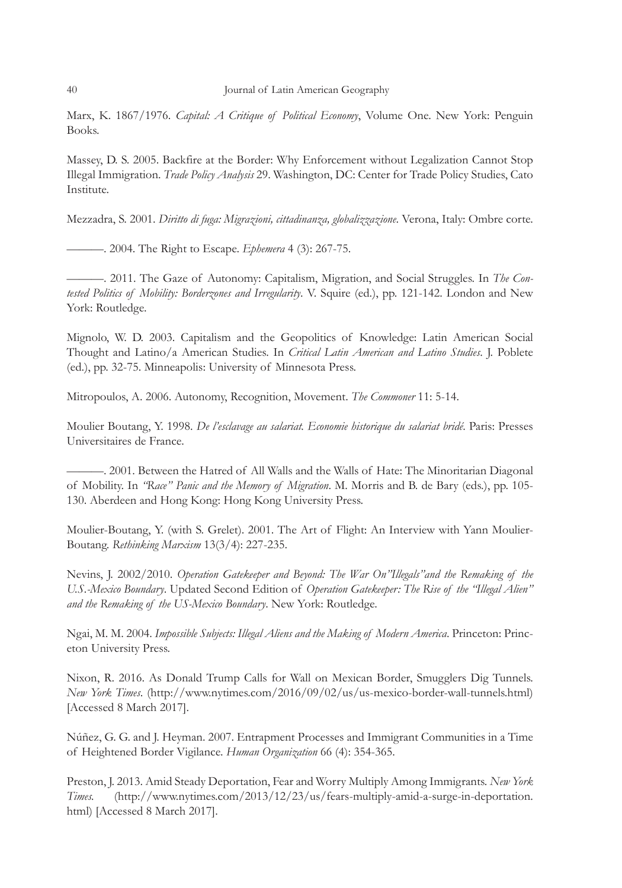Marx, K. 1867/1976. *Capital: A Critique of Political Economy*, Volume One. New York: Penguin Books.

Massey, D. S. 2005. Backfire at the Border: Why Enforcement without Legalization Cannot Stop Illegal Immigration. *Trade Policy Analysis* 29. Washington, DC: Center for Trade Policy Studies, Cato Institute.

Mezzadra, S. 2001. *Diritto di fuga: Migrazioni, cittadinanza, globalizzazione*. Verona, Italy: Ombre corte.

———. 2004. The Right to Escape. *Ephemera* 4 (3): 267-75.

———. 2011. The Gaze of Autonomy: Capitalism, Migration, and Social Struggles. In *The Contested Politics of Mobility: Borderzones and Irregularity*. V. Squire (ed.), pp. 121-142. London and New York: Routledge.

Mignolo, W. D. 2003. Capitalism and the Geopolitics of Knowledge: Latin American Social Thought and Latino/a American Studies. In *Critical Latin American and Latino Studies*. J. Poblete (ed.), pp. 32-75. Minneapolis: University of Minnesota Press.

Mitropoulos, A. 2006. Autonomy, Recognition, Movement. *The Commoner* 11: 5-14.

Moulier Boutang, Y. 1998. *De l'esclavage au salariat. Economie historique du salariat bridé*. Paris: Presses Universitaires de France.

———. 2001. Between the Hatred of All Walls and the Walls of Hate: The Minoritarian Diagonal of Mobility. In *"Race" Panic and the Memory of Migration*. M. Morris and B. de Bary (eds.), pp. 105-130. Aberdeen and Hong Kong: Hong Kong University Press.

Moulier-Boutang, Y. (with S. Grelet). 2001. The Art of Flight: An Interview with Yann Moulier-Boutang. *Rethinking Marxism* 13(3/4): 227-235.

Nevins, J. 2002/2010. *Operation Gatekeeper and Beyond: The War On"Illegals"and the Remaking of the U.S.-Mexico Boundary*. Updated Second Edition of *Operation Gatekeeper: The Rise of the "Illegal Alien" and the Remaking of the US-Mexico Boundary*. New York: Routledge.

Ngai, M. M. 2004. *Impossible Subjects: Illegal Aliens and the Making of Modern America*. Princeton: Princeton University Press.

Nixon, R. 2016. As Donald Trump Calls for Wall on Mexican Border, Smugglers Dig Tunnels. *New York Times*. (http://www.nytimes.com/2016/09/02/us/us-mexico-border-wall-tunnels.html) [Accessed 8 March 2017].

Núñez, G. G. and J. Heyman. 2007. Entrapment Processes and Immigrant Communities in a Time of Heightened Border Vigilance. *Human Organization* 66 (4): 354-365.

Preston, J. 2013. Amid Steady Deportation, Fear and Worry Multiply Among Immigrants. *New York Times*. (http://www.nytimes.com/2013/12/23/us/fears-multiply-amid-a-surge-in-deportation.html) [Accessed 8 March 2017].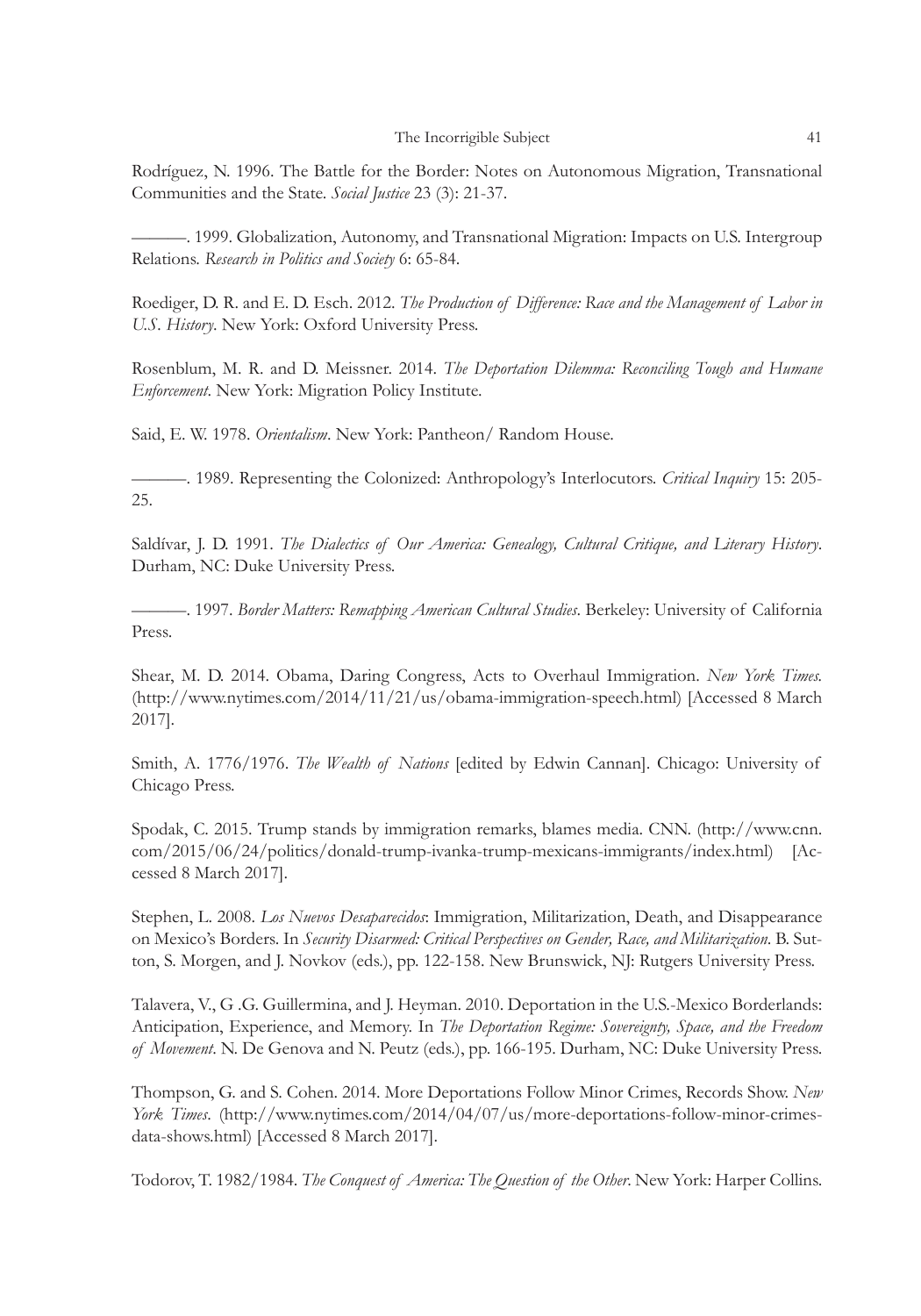Rodríguez, N. 1996. The Battle for the Border: Notes on Autonomous Migration, Transnational Communities and the State. *Social Justice* 23 (3): 21-37.

———. 1999. Globalization, Autonomy, and Transnational Migration: Impacts on U.S. Intergroup Relations. *Research in Politics and Society* 6: 65-84.

Roediger, D. R. and E. D. Esch. 2012. *The Production of Difference: Race and the Management of Labor in U.S. History*. New York: Oxford University Press.

Rosenblum, M. R. and D. Meissner. 2014. *The Deportation Dilemma: Reconciling Tough and Humane Enforcement*. New York: Migration Policy Institute.

Said, E. W. 1978. *Orientalism*. New York: Pantheon/ Random House.

———. 1989. Representing the Colonized: Anthropology's Interlocutors. *Critical Inquiry* 15: 205-25.

Saldívar, J. D. 1991. *The Dialectics of Our America: Genealogy, Cultural Critique, and Literary History*. Durham, NC: Duke University Press.

———. 1997. *Border Matters: Remapping American Cultural Studies*. Berkeley: University of California Press.

Shear, M. D. 2014. Obama, Daring Congress, Acts to Overhaul Immigration. *New York Times*. (http://www.nytimes.com/2014/11/21/us/obama-immigration-speech.html) [Accessed 8 March 2017].

Smith, A. 1776/1976. *The Wealth of Nations* [edited by Edwin Cannan]. Chicago: University of Chicago Press.

Spodak, C. 2015. Trump stands by immigration remarks, blames media. CNN. (http://www.cnn.com/2015/06/24/politics/donald-trump-ivanka-trump-mexicans-immigrants/index.html) [Accessed 8 March 2017].

Stephen, L. 2008. *Los Nuevos Desaparecidos*: Immigration, Militarization, Death, and Disappearance on Mexico's Borders. In *Security Disarmed: Critical Perspectives on Gender, Race, and Militarization*. B. Sutton, S. Morgen, and J. Novkov (eds.), pp. 122-158. New Brunswick, NJ: Rutgers University Press.

Talavera, V., G .G. Guillermina, and J. Heyman. 2010. Deportation in the U.S.-Mexico Borderlands: Anticipation, Experience, and Memory. In *The Deportation Regime: Sovereignty, Space, and the Freedom of Movement*. N. De Genova and N. Peutz (eds.), pp. 166-195. Durham, NC: Duke University Press.

Thompson, G. and S. Cohen. 2014. More Deportations Follow Minor Crimes, Records Show. *New York Times*. (http://www.nytimes.com/2014/04/07/us/more-deportations-follow-minor-crimes-data-shows.html) [Accessed 8 March 2017].

Todorov, T. 1982/1984. *The Conquest of America: The Question of the Other*. New York: Harper Collins.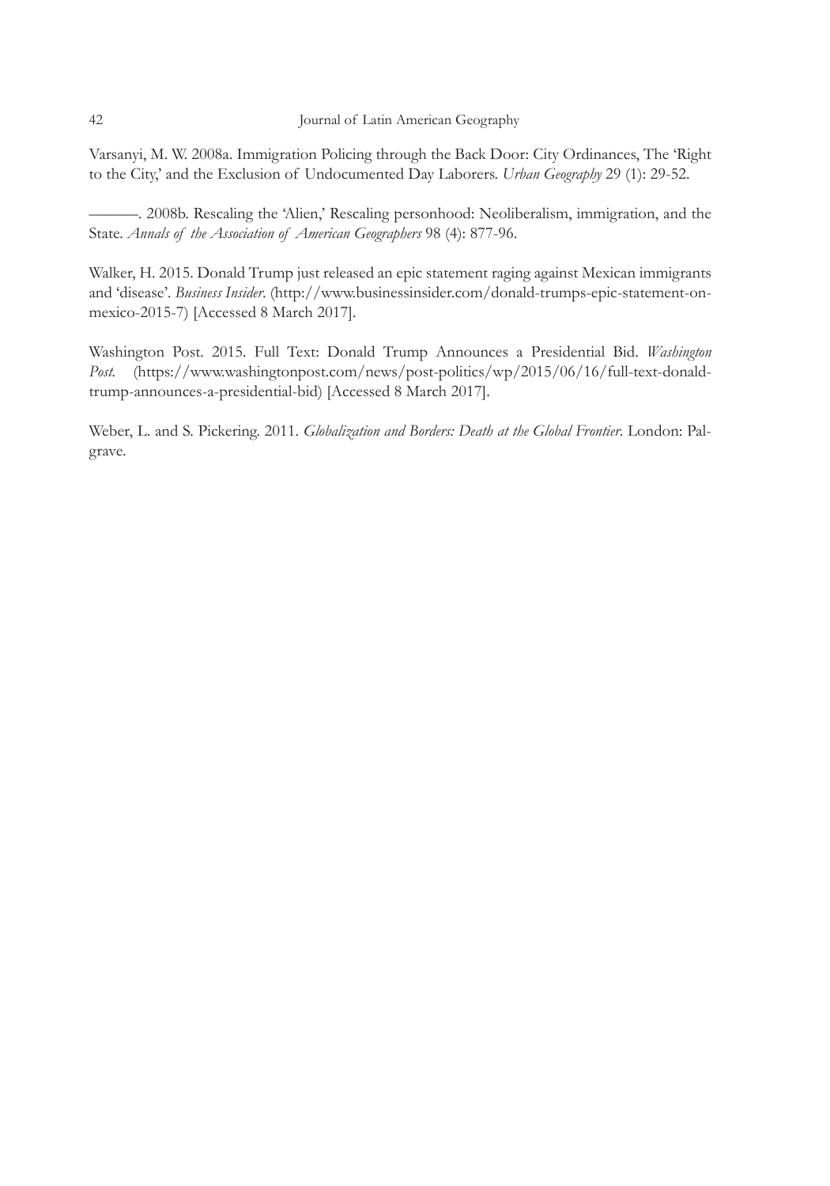Varsanyi, M. W. 2008a. Immigration Policing through the Back Door: City Ordinances, The 'Right to the City,' and the Exclusion of Undocumented Day Laborers. *Urban Geography* 29 (1): 29-52.

———. 2008b. Rescaling the 'Alien,' Rescaling personhood: Neoliberalism, immigration, and the State. *Annals of the Association of American Geographers* 98 (4): 877-96.

Walker, H. 2015. Donald Trump just released an epic statement raging against Mexican immigrants and 'disease'. *Business Insider*. (http://www.businessinsider.com/donald-trumps-epic-statement-on-mexico-2015-7) [Accessed 8 March 2017].

Washington Post. 2015. Full Text: Donald Trump Announces a Presidential Bid. *Washington Post*. (https://www.washingtonpost.com/news/post-politics/wp/2015/06/16/full-text-donald-trump-announces-a-presidential-bid) [Accessed 8 March 2017].

Weber, L. and S. Pickering. 2011. *Globalization and Borders: Death at the Global Frontier*. London: Palgrave.